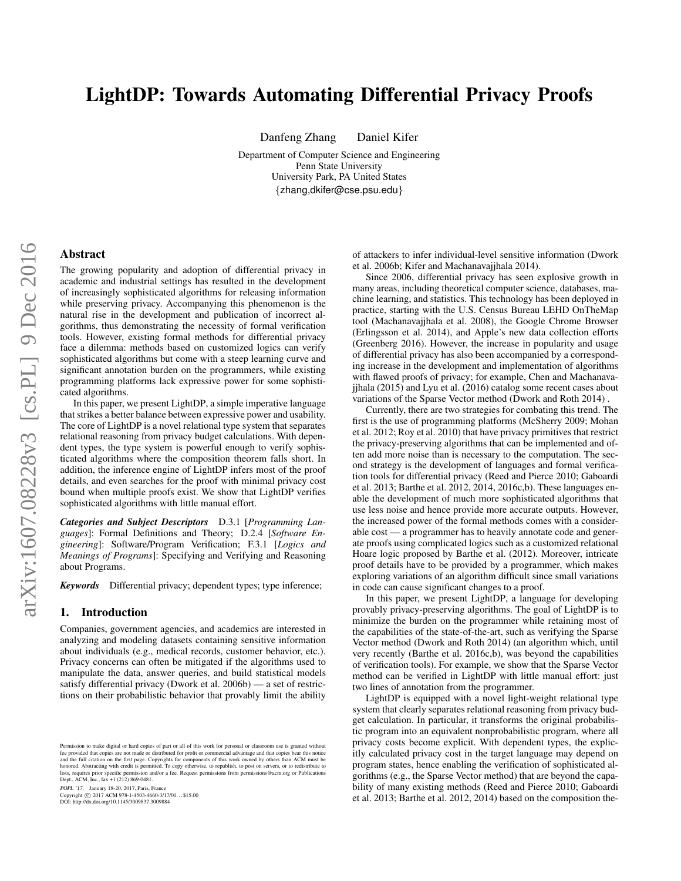# LightDP: Towards Automating Differential Privacy Proofs

Danfeng Zhang Daniel Kifer

Department of Computer Science and Engineering
Penn State University
University Park, PA United States
{zhang,dkifer@cse.psu.edu}

## Abstract

The growing popularity and adoption of differential privacy in academic and industrial settings has resulted in the development of increasingly sophisticated algorithms for releasing information while preserving privacy. Accompanying this phenomenon is the natural rise in the development and publication of incorrect algorithms, thus demonstrating the necessity of formal verification tools. However, existing formal methods for differential privacy face a dilemma: methods based on customized logics can verify sophisticated algorithms but come with a steep learning curve and significant annotation burden on the programmers, while existing programming platforms lack expressive power for some sophisticated algorithms.

In this paper, we present LightDP, a simple imperative language that strikes a better balance between expressive power and usability. The core of LightDP is a novel relational type system that separates relational reasoning from privacy budget calculations. With dependent types, the type system is powerful enough to verify sophisticated algorithms where the composition theorem falls short. In addition, the inference engine of LightDP infers most of the proof details, and even searches for the proof with minimal privacy cost bound when multiple proofs exist. We show that LightDP verifies sophisticated algorithms with little manual effort.

***Categories and Subject Descriptors*** D.3.1 [*Programming Languages*]: Formal Definitions and Theory; D.2.4 [*Software Engineering*]: Software/Program Verification; F.3.1 [*Logics and Meanings of Programs*]: Specifying and Verifying and Reasoning about Programs.

***Keywords*** Differential privacy; dependent types; type inference;

## 1. Introduction

Companies, government agencies, and academics are interested in analyzing and modeling datasets containing sensitive information about individuals (e.g., medical records, customer behavior, etc.). Privacy concerns can often be mitigated if the algorithms used to manipulate the data, answer queries, and build statistical models satisfy differential privacy (Dwork et al. 2006b) — a set of restrictions on their probabilistic behavior that provably limit the ability of attackers to infer individual-level sensitive information (Dwork et al. 2006b; Kifer and Machanavajjhala 2014).

Since 2006, differential privacy has seen explosive growth in many areas, including theoretical computer science, databases, machine learning, and statistics. This technology has been deployed in practice, starting with the U.S. Census Bureau LEHD OnTheMap tool (Machanavajjhala et al. 2008), the Google Chrome Browser (Erlingsson et al. 2014), and Apple's new data collection efforts (Greenberg 2016). However, the increase in popularity and usage of differential privacy has also been accompanied by a corresponding increase in the development and implementation of algorithms with flawed proofs of privacy; for example, Chen and Machanavajjhala (2015) and Lyu et al. (2016) catalog some recent cases about variations of the Sparse Vector method (Dwork and Roth 2014) .

Currently, there are two strategies for combating this trend. The first is the use of programming platforms (McSherry 2009; Mohan et al. 2012; Roy et al. 2010) that have privacy primitives that restrict the privacy-preserving algorithms that can be implemented and often add more noise than is necessary to the computation. The second strategy is the development of languages and formal verification tools for differential privacy (Reed and Pierce 2010; Gaboardi et al. 2013; Barthe et al. 2012, 2014, 2016c,b). These languages enable the development of much more sophisticated algorithms that use less noise and hence provide more accurate outputs. However, the increased power of the formal methods comes with a considerable cost — a programmer has to heavily annotate code and generate proofs using complicated logics such as a customized relational Hoare logic proposed by Barthe et al. (2012). Moreover, intricate proof details have to be provided by a programmer, which makes exploring variations of an algorithm difficult since small variations in code can cause significant changes to a proof.

In this paper, we present LightDP, a language for developing provably privacy-preserving algorithms. The goal of LightDP is to minimize the burden on the programmer while retaining most of the capabilities of the state-of-the-art, such as verifying the Sparse Vector method (Dwork and Roth 2014) (an algorithm which, until very recently (Barthe et al. 2016c,b), was beyond the capabilities of verification tools). For example, we show that the Sparse Vector method can be verified in LightDP with little manual effort: just two lines of annotation from the programmer.

LightDP is equipped with a novel light-weight relational type system that clearly separates relational reasoning from privacy budget calculation. In particular, it transforms the original probabilistic program into an equivalent nonprobabilistic program, where all privacy costs become explicit. With dependent types, the explicitly calculated privacy cost in the target language may depend on program states, hence enabling the verification of sophisticated algorithms (e.g., the Sparse Vector method) that are beyond the capability of many existing methods (Reed and Pierce 2010; Gaboardi et al. 2013; Barthe et al. 2012, 2014) based on the composition the-

Permission to make digital or hard copies of part or all of this work for personal or classroom use is granted without fee provided that copies are not made or distributed for profit or commercial advantage and that copies bear this notice and the full citation on the first page. Copyrights for components of this work owned by others than ACM must be honored. Abstracting with credit is permitted. To copy otherwise, to republish, to post on servers, or to redistribute to lists, requires prior specific permission and/or a fee. Request permissions from permissions@acm.org or Publications Dept., ACM, Inc., fax +1 (212) 869-0481.

*POPL '17*, January 18-20, 2017, Paris, France
Copyright © 2017 ACM 978-1-4503-4660-3/17/01...$15.00
DOI: http://dx.doi.org/10.1145/3009837.3009884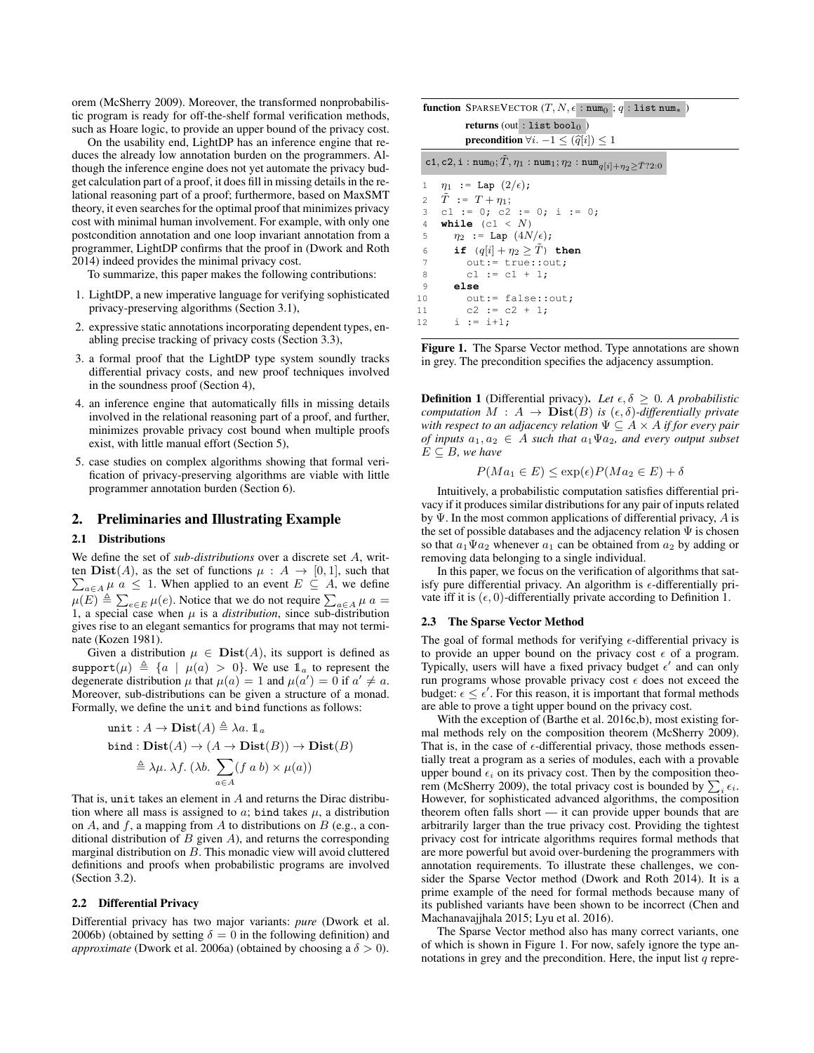orem (McSherry 2009). Moreover, the transformed nonprobabilistic program is ready for off-the-shelf formal verification methods, such as Hoare logic, to provide an upper bound of the privacy cost.

On the usability end, LightDP has an inference engine that reduces the already low annotation burden on the programmers. Although the inference engine does not yet automate the privacy budget calculation part of a proof, it does fill in missing details in the relational reasoning part of a proof; furthermore, based on MaxSMT theory, it even searches for the optimal proof that minimizes privacy cost with minimal human involvement. For example, with only one postcondition annotation and one loop invariant annotation from a programmer, LightDP confirms that the proof in (Dwork and Roth 2014) indeed provides the minimal privacy cost.

To summarize, this paper makes the following contributions:

1. LightDP, a new imperative language for verifying sophisticated privacy-preserving algorithms (Section 3.1),
2. expressive static annotations incorporating dependent types, enabling precise tracking of privacy costs (Section 3.3),
3. a formal proof that the LightDP type system soundly tracks differential privacy costs, and new proof techniques involved in the soundness proof (Section 4),
4. an inference engine that automatically fills in missing details involved in the relational reasoning part of a proof, and further, minimizes provable privacy cost bound when multiple proofs exist, with little manual effort (Section 5),
5. case studies on complex algorithms showing that formal verification of privacy-preserving algorithms are viable with little programmer annotation burden (Section 6).

## 2. Preliminaries and Illustrating Example

### 2.1 Distributions

We define the set of *sub-distributions* over a discrete set $A$, written $\mathbf{Dist}(A)$, as the set of functions $\mu : A \to [0, 1]$, such that $\sum_{a \in A} \mu\ a \leq 1$. When applied to an event $E \subseteq A$, we define $\mu(E) \triangleq \sum_{e \in E} \mu(e)$. Notice that we do not require $\sum_{a \in A} \mu\ a = 1$, a special case when $\mu$ is a *distribution*, since sub-distribution gives rise to an elegant semantics for programs that may not terminate (Kozen 1981).

Given a distribution $\mu \in \mathbf{Dist}(A)$, its support is defined as $\mathtt{support}(\mu) \triangleq \{a \mid \mu(a) > 0\}$. We use $\mathbb{1}_a$ to represent the degenerate distribution $\mu$ that $\mu(a) = 1$ and $\mu(a') = 0$ if $a' \neq a$. Moreover, sub-distributions can be given a structure of a monad. Formally, we define the unit and bind functions as follows:

$$\mathtt{unit} : A \to \mathbf{Dist}(A) \triangleq \lambda a.\ \mathbb{1}_a$$

$$\mathtt{bind} : \mathbf{Dist}(A) \to (A \to \mathbf{Dist}(B)) \to \mathbf{Dist}(B)$$

$$\triangleq \lambda \mu.\ \lambda f.\ (\lambda b.\ \sum_{a \in A} (f\ a\ b) \times \mu(a))$$

That is, unit takes an element in $A$ and returns the Dirac distribution where all mass is assigned to $a$; bind takes $\mu$, a distribution on $A$, and $f$, a mapping from $A$ to distributions on $B$ (e.g., a conditional distribution of $B$ given $A$), and returns the corresponding marginal distribution on $B$. This monadic view will avoid cluttered definitions and proofs when probabilistic programs are involved (Section 3.2).

### 2.2 Differential Privacy

Differential privacy has two major variants: *pure* (Dwork et al. 2006b) (obtained by setting $\delta = 0$ in the following definition) and *approximate* (Dwork et al. 2006a) (obtained by choosing a $\delta > 0$).

**function** SPARSEVECTOR $(T, N, \epsilon : \mathtt{num}_0 ; q : \mathtt{list\ num}_*)$
**returns** $(\mathtt{out} : \mathtt{list\ bool}_0)$
**precondition** $\forall i.\ -1 \leq (\widehat{q}[i]) \leq 1$

$\mathtt{c1}, \mathtt{c2}, \mathtt{i} : \mathtt{num}_0; \tilde{T}, \eta_1 : \mathtt{num}_1; \eta_2 : \mathtt{num}_{q[i]+\eta_2 \geq \tilde{T} ? 2 : 0}$

```
1   η1 := Lap (2/ϵ);
2   T̃ := T + η1;
3   c1 := 0; c2 := 0; i := 0;
4   while (c1 < N)
5     η2 := Lap (4N/ϵ);
6     if (q[i] + η2 ≥ T̃) then
7       out:= true::out;
8       c1 := c1 + 1;
9     else
10      out:= false::out;
11      c2 := c2 + 1;
12    i := i+1;
```

**Figure 1.** The Sparse Vector method. Type annotations are shown in grey. The precondition specifies the adjacency assumption.

**Definition 1** (Differential privacy). *Let $\epsilon, \delta \geq 0$. A probabilistic computation $M : A \to \mathbf{Dist}(B)$ is $(\epsilon, \delta)$-differentially private with respect to an adjacency relation $\Psi \subseteq A \times A$ if for every pair of inputs $a_1, a_2 \in A$ such that $a_1 \Psi a_2$, and every output subset $E \subseteq B$, we have*

$$P(Ma_1 \in E) \leq \exp(\epsilon) P(Ma_2 \in E) + \delta$$

Intuitively, a probabilistic computation satisfies differential privacy if it produces similar distributions for any pair of inputs related by $\Psi$. In the most common applications of differential privacy, $A$ is the set of possible databases and the adjacency relation $\Psi$ is chosen so that $a_1 \Psi a_2$ whenever $a_1$ can be obtained from $a_2$ by adding or removing data belonging to a single individual.

In this paper, we focus on the verification of algorithms that satisfy pure differential privacy. An algorithm is $\epsilon$-differentially private iff it is $(\epsilon, 0)$-differentially private according to Definition 1.

### 2.3 The Sparse Vector Method

The goal of formal methods for verifying $\epsilon$-differential privacy is to provide an upper bound on the privacy cost $\epsilon$ of a program. Typically, users will have a fixed privacy budget $\epsilon'$ and can only run programs whose provable privacy cost $\epsilon$ does not exceed the budget: $\epsilon \leq \epsilon'$. For this reason, it is important that formal methods are able to prove a tight upper bound on the privacy cost.

With the exception of (Barthe et al. 2016c,b), most existing formal methods rely on the composition theorem (McSherry 2009). That is, in the case of $\epsilon$-differential privacy, those methods essentially treat a program as a series of modules, each with a provable upper bound $\epsilon_i$ on its privacy cost. Then by the composition theorem (McSherry 2009), the total privacy cost is bounded by $\sum_i \epsilon_i$. However, for sophisticated advanced algorithms, the composition theorem often falls short — it can provide upper bounds that are arbitrarily larger than the true privacy cost. Providing the tightest privacy cost for intricate algorithms requires formal methods that are more powerful but avoid over-burdening the programmers with annotation requirements. To illustrate these challenges, we consider the Sparse Vector method (Dwork and Roth 2014). It is a prime example of the need for formal methods because many of its published variants have been shown to be incorrect (Chen and Machanavajjhala 2015; Lyu et al. 2016).

The Sparse Vector method also has many correct variants, one of which is shown in Figure 1. For now, safely ignore the type annotations in grey and the precondition. Here, the input list $q$ repre-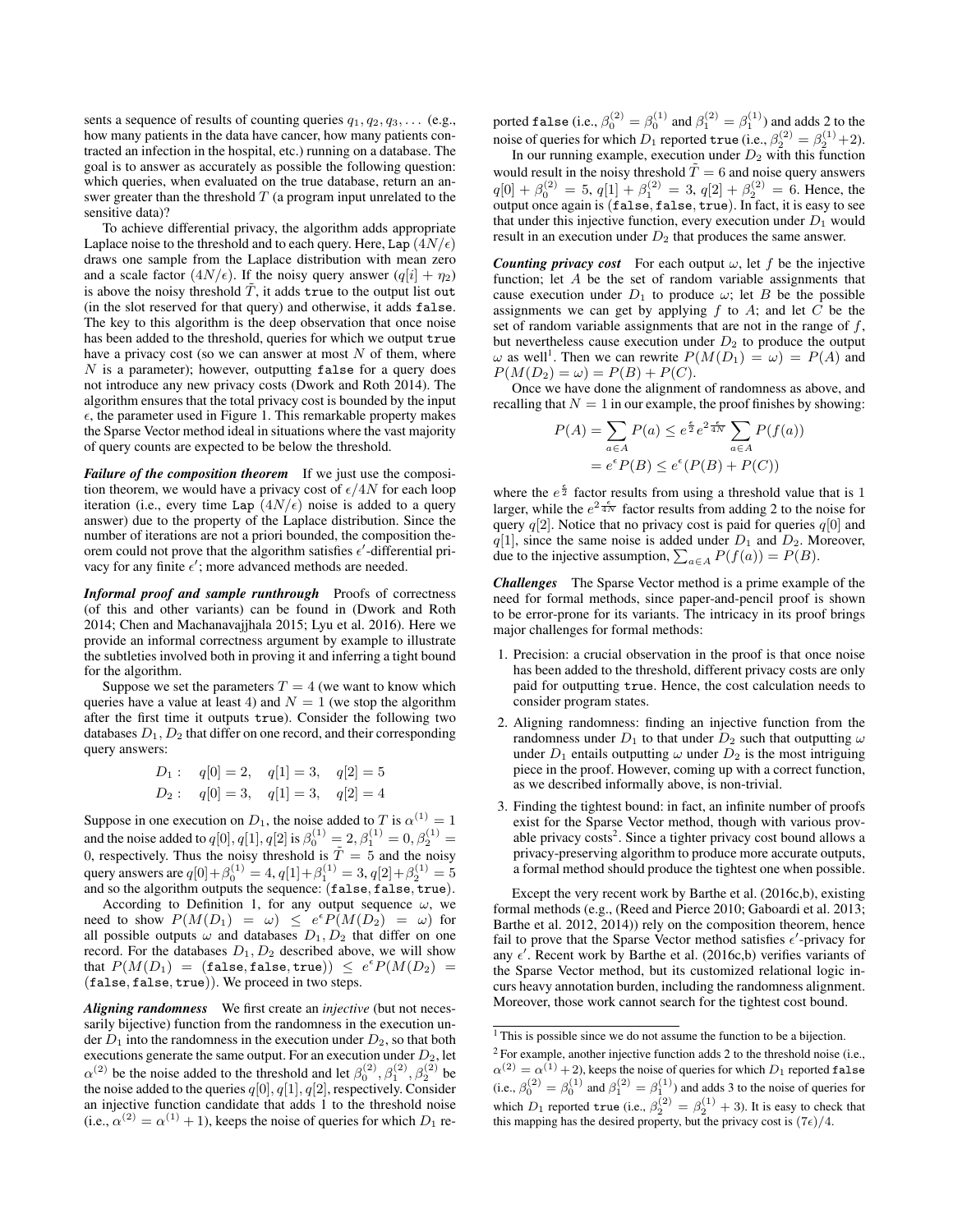sents a sequence of results of counting queries $q_1, q_2, q_3, \ldots$ (e.g., how many patients in the data have cancer, how many patients contracted an infection in the hospital, etc.) running on a database. The goal is to answer as accurately as possible the following question: which queries, when evaluated on the true database, return an answer greater than the threshold $T$ (a program input unrelated to the sensitive data)?

To achieve differential privacy, the algorithm adds appropriate Laplace noise to the threshold and to each query. Here, `Lap` $(4N/\epsilon)$ draws one sample from the Laplace distribution with mean zero and a scale factor $(4N/\epsilon)$. If the noisy query answer $(q[i] + \eta_2)$ is above the noisy threshold $\tilde{T}$, it adds `true` to the output list `out` (in the slot reserved for that query) and otherwise, it adds `false`. The key to this algorithm is the deep observation that once noise has been added to the threshold, queries for which we output `true` have a privacy cost (so we can answer at most $N$ of them, where $N$ is a parameter); however, outputting `false` for a query does not introduce any new privacy costs (Dwork and Roth 2014). The algorithm ensures that the total privacy cost is bounded by the input $\epsilon$, the parameter used in Figure 1. This remarkable property makes the Sparse Vector method ideal in situations where the vast majority of query counts are expected to be below the threshold.

***Failure of the composition theorem*** If we just use the composition theorem, we would have a privacy cost of $\epsilon/4N$ for each loop iteration (i.e., every time `Lap` $(4N/\epsilon)$ noise is added to a query answer) due to the property of the Laplace distribution. Since the number of iterations are not a priori bounded, the composition theorem could not prove that the algorithm satisfies $\epsilon'$-differential privacy for any finite $\epsilon'$; more advanced methods are needed.

***Informal proof and sample runthrough*** Proofs of correctness (of this and other variants) can be found in (Dwork and Roth 2014; Chen and Machanavajjhala 2015; Lyu et al. 2016). Here we provide an informal correctness argument by example to illustrate the subtleties involved both in proving it and inferring a tight bound for the algorithm.

Suppose we set the parameters $T = 4$ (we want to know which queries have a value at least 4) and $N = 1$ (we stop the algorithm after the first time it outputs `true`). Consider the following two databases $D_1, D_2$ that differ on one record, and their corresponding query answers:

$$D_1: \quad q[0] = 2, \quad q[1] = 3, \quad q[2] = 5$$
$$D_2: \quad q[0] = 3, \quad q[1] = 3, \quad q[2] = 4$$

Suppose in one execution on $D_1$, the noise added to $T$ is $\alpha^{(1)} = 1$ and the noise added to $q[0], q[1], q[2]$ is $\beta_0^{(1)} = 2, \beta_1^{(1)} = 0, \beta_2^{(1)} = 0$, respectively. Thus the noisy threshold is $\tilde{T} = 5$ and the noisy query answers are $q[0]+\beta_0^{(1)} = 4, q[1]+\beta_1^{(1)} = 3, q[2]+\beta_2^{(1)} = 5$ and so the algorithm outputs the sequence: (`false`, `false`, `true`).

According to Definition 1, for any output sequence $\omega$, we need to show $P(M(D_1) = \omega) \leq e^{\epsilon} P(M(D_2) = \omega)$ for all possible outputs $\omega$ and databases $D_1, D_2$ that differ on one record. For the databases $D_1, D_2$ described above, we will show that $P(M(D_1) = (\texttt{false}, \texttt{false}, \texttt{true})) \leq e^{\epsilon} P(M(D_2) = (\texttt{false}, \texttt{false}, \texttt{true}))$. We proceed in two steps.

***Aligning randomness*** We first create an *injective* (but not necessarily bijective) function from the randomness in the execution under $D_1$ into the randomness in the execution under $D_2$, so that both executions generate the same output. For an execution under $D_2$, let $\alpha^{(2)}$ be the noise added to the threshold and let $\beta_0^{(2)}, \beta_1^{(2)}, \beta_2^{(2)}$ be the noise added to the queries $q[0], q[1], q[2]$, respectively. Consider an injective function candidate that adds 1 to the threshold noise (i.e., $\alpha^{(2)} = \alpha^{(1)} + 1$), keeps the noise of queries for which $D_1$ reported `false` (i.e., $\beta_0^{(2)} = \beta_0^{(1)}$ and $\beta_1^{(2)} = \beta_1^{(1)}$) and adds 2 to the noise of queries for which $D_1$ reported `true` (i.e., $\beta_2^{(2)} = \beta_2^{(1)}+2$).

In our running example, execution under $D_2$ with this function would result in the noisy threshold $\tilde{T} = 6$ and noise query answers $q[0] + \beta_0^{(2)} = 5$, $q[1] + \beta_1^{(2)} = 3$, $q[2] + \beta_2^{(2)} = 6$. Hence, the output once again is (`false`, `false`, `true`). In fact, it is easy to see that under this injective function, every execution under $D_1$ would result in an execution under $D_2$ that produces the same answer.

***Counting privacy cost*** For each output $\omega$, let $f$ be the injective function; let $A$ be the set of random variable assignments that cause execution under $D_1$ to produce $\omega$; let $B$ be the possible assignments we can get by applying $f$ to $A$; and let $C$ be the set of random variable assignments that are not in the range of $f$, but nevertheless cause execution under $D_2$ to produce the output $\omega$ as well[1]. Then we can rewrite $P(M(D_1) = \omega) = P(A)$ and $P(M(D_2) = \omega) = P(B) + P(C)$.

Once we have done the alignment of randomness as above, and recalling that $N = 1$ in our example, the proof finishes by showing:

$$P(A) = \sum_{a \in A} P(a) \leq e^{\frac{\epsilon}{2}} e^{2\frac{\epsilon}{4N}} \sum_{a \in A} P(f(a))$$
$$= e^{\epsilon} P(B) \leq e^{\epsilon}(P(B) + P(C))$$

where the $e^{\frac{\epsilon}{2}}$ factor results from using a threshold value that is 1 larger, while the $e^{2\frac{\epsilon}{4N}}$ factor results from adding 2 to the noise for query $q[2]$. Notice that no privacy cost is paid for queries $q[0]$ and $q[1]$, since the same noise is added under $D_1$ and $D_2$. Moreover, due to the injective assumption, $\sum_{a \in A} P(f(a)) = P(B)$.

***Challenges*** The Sparse Vector method is a prime example of the need for formal methods, since paper-and-pencil proof is shown to be error-prone for its variants. The intricacy in its proof brings major challenges for formal methods:

1. Precision: a crucial observation in the proof is that once noise has been added to the threshold, different privacy costs are only paid for outputting `true`. Hence, the cost calculation needs to consider program states.
2. Aligning randomness: finding an injective function from the randomness under $D_1$ to that under $D_2$ such that outputting $\omega$ under $D_1$ entails outputting $\omega$ under $D_2$ is the most intriguing piece in the proof. However, coming up with a correct function, as we described informally above, is non-trivial.
3. Finding the tightest bound: in fact, an infinite number of proofs exist for the Sparse Vector method, though with various provable privacy costs[2]. Since a tighter privacy cost bound allows a privacy-preserving algorithm to produce more accurate outputs, a formal method should produce the tightest one when possible.

Except the very recent work by Barthe et al. (2016c,b), existing formal methods (e.g., (Reed and Pierce 2010; Gaboardi et al. 2013; Barthe et al. 2012, 2014)) rely on the composition theorem, hence fail to prove that the Sparse Vector method satisfies $\epsilon'$-privacy for any $\epsilon'$. Recent work by Barthe et al. (2016c,b) verifies variants of the Sparse Vector method, but its customized relational logic incurs heavy annotation burden, including the randomness alignment. Moreover, those work cannot search for the tightest cost bound.

---

[1] This is possible since we do not assume the function to be a bijection.

[2] For example, another injective function adds 2 to the threshold noise (i.e., $\alpha^{(2)} = \alpha^{(1)} + 2$), keeps the noise of queries for which $D_1$ reported `false` (i.e., $\beta_0^{(2)} = \beta_0^{(1)}$ and $\beta_1^{(2)} = \beta_1^{(1)}$) and adds 3 to the noise of queries for which $D_1$ reported `true` (i.e., $\beta_2^{(2)} = \beta_2^{(1)} + 3$). It is easy to check that this mapping has the desired property, but the privacy cost is $(7\epsilon)/4$.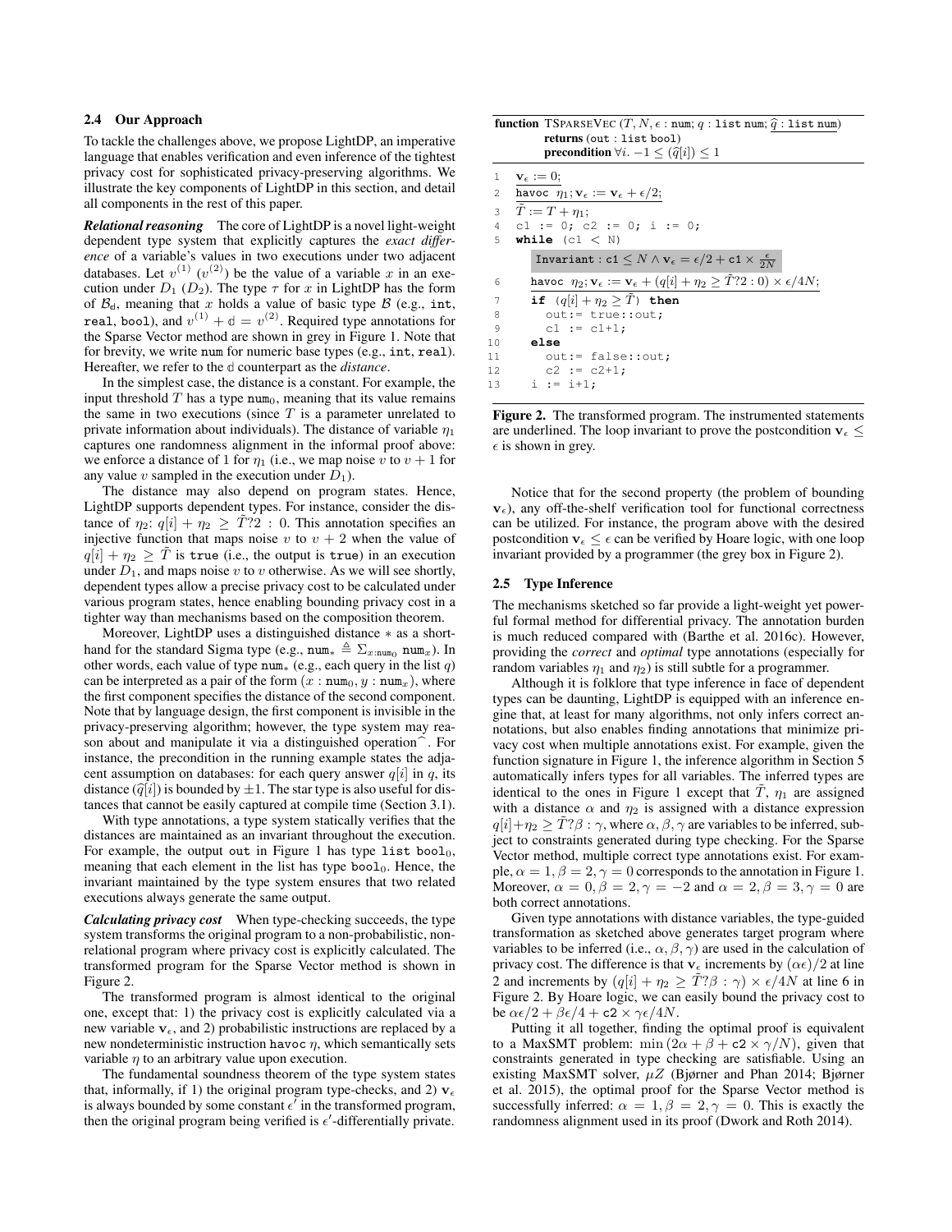### 2.4 Our Approach

To tackle the challenges above, we propose LightDP, an imperative language that enables verification and even inference of the tightest privacy cost for sophisticated privacy-preserving algorithms. We illustrate the key components of LightDP in this section, and detail all components in the rest of this paper.

***Relational reasoning*** The core of LightDP is a novel light-weight dependent type system that explicitly captures the *exact difference* of a variable's values in two executions under two adjacent databases. Let $v^{(1)}$ ($v^{(2)}$) be the value of a variable $x$ in an execution under $D_1$ ($D_2$). The type $\tau$ for $x$ in LightDP has the form of $\mathcal{B}_{\mathbb{d}}$, meaning that $x$ holds a value of basic type $\mathcal{B}$ (e.g., int, real, bool), and $v^{(1)} + \mathbb{d} = v^{(2)}$. Required type annotations for the Sparse Vector method are shown in grey in Figure 1. Note that for brevity, we write num for numeric base types (e.g., int, real). Hereafter, we refer to the $\mathbb{d}$ counterpart as the *distance*.

In the simplest case, the distance is a constant. For example, the input threshold $T$ has a type $\text{num}_0$, meaning that its value remains the same in two executions (since $T$ is a parameter unrelated to private information about individuals). The distance of variable $\eta_1$ captures one randomness alignment in the informal proof above: we enforce a distance of 1 for $\eta_1$ (i.e., we map noise $v$ to $v + 1$ for any value $v$ sampled in the execution under $D_1$).

The distance may also depend on program states. Hence, LightDP supports dependent types. For instance, consider the distance of $\eta_2$: $q[i] + \eta_2 \geq \tilde{T}?2 : 0$. This annotation specifies an injective function that maps noise $v$ to $v + 2$ when the value of $q[i] + \eta_2 \geq \tilde{T}$ is true (i.e., the output is true) in an execution under $D_1$, and maps noise $v$ to $v$ otherwise. As we will see shortly, dependent types allow a precise privacy cost to be calculated under various program states, hence enabling bounding privacy cost in a tighter way than mechanisms based on the composition theorem.

Moreover, LightDP uses a distinguished distance $*$ as a shorthand for the standard Sigma type (e.g., $\text{num}_* \triangleq \Sigma_{x:\text{num}_0} \text{num}_x$). In other words, each value of type $\text{num}_*$ (e.g., each query in the list $q$) can be interpreted as a pair of the form $(x : \text{num}_0, y : \text{num}_x)$, where the first component specifies the distance of the second component. Note that by language design, the first component is invisible in the privacy-preserving algorithm; however, the type system may reason about and manipulate it via a distinguished operation $\widehat{\ }$. For instance, the precondition in the running example states the adjacent assumption on databases: for each query answer $q[i]$ in $q$, its distance ($\widehat{q}[i]$) is bounded by $\pm 1$. The star type is also useful for distances that cannot be easily captured at compile time (Section 3.1).

With type annotations, a type system statically verifies that the distances are maintained as an invariant throughout the execution. For example, the output out in Figure 1 has type list $\text{bool}_0$, meaning that each element in the list has type $\text{bool}_0$. Hence, the invariant maintained by the type system ensures that two related executions always generate the same output.

***Calculating privacy cost*** When type-checking succeeds, the type system transforms the original program to a non-probabilistic, non-relational program where privacy cost is explicitly calculated. The transformed program for the Sparse Vector method is shown in Figure 2.

The transformed program is almost identical to the original one, except that: 1) the privacy cost is explicitly calculated via a new variable $\mathbf{v}_\epsilon$, and 2) probabilistic instructions are replaced by a new nondeterministic instruction havoc $\eta$, which semantically sets variable $\eta$ to an arbitrary value upon execution.

The fundamental soundness theorem of the type system states that, informally, if 1) the original program type-checks, and 2) $\mathbf{v}_\epsilon$ is always bounded by some constant $\epsilon'$ in the transformed program, then the original program being verified is $\epsilon'$-differentially private.

```
function TSparseVec (T, N, ε : num; q : list num; q̂ : list num)
         returns (out : list bool)
         precondition ∀i. −1 ≤ (q̂[i]) ≤ 1

1   v_ε := 0;
2   havoc η1; v_ε := v_ε + ε/2;
3   T̃ := T + η1;
4   c1 := 0; c2 := 0; i := 0;
5   while (c1 < N)
        Invariant : c1 ≤ N ∧ v_ε = ε/2 + c1 × ε/(2N)
6     havoc η2; v_ε := v_ε + (q[i] + η2 ≥ T̃?2 : 0) × ε/4N;
7     if (q[i] + η2 ≥ T̃) then
8       out:= true::out;
9       c1 := c1+1;
10    else
11      out:= false::out;
12      c2 := c2+1;
13    i := i+1;
```

**Figure 2.** The transformed program. The instrumented statements are underlined. The loop invariant to prove the postcondition $\mathbf{v}_\epsilon \leq \epsilon$ is shown in grey.

Notice that for the second property (the problem of bounding $\mathbf{v}_\epsilon$), any off-the-shelf verification tool for functional correctness can be utilized. For instance, the program above with the desired postcondition $\mathbf{v}_\epsilon \leq \epsilon$ can be verified by Hoare logic, with one loop invariant provided by a programmer (the grey box in Figure 2).

### 2.5 Type Inference

The mechanisms sketched so far provide a light-weight yet powerful formal method for differential privacy. The annotation burden is much reduced compared with (Barthe et al. 2016c). However, providing the *correct* and *optimal* type annotations (especially for random variables $\eta_1$ and $\eta_2$) is still subtle for a programmer.

Although it is folklore that type inference in face of dependent types can be daunting, LightDP is equipped with an inference engine that, at least for many algorithms, not only infers correct annotations, but also enables finding annotations that minimize privacy cost when multiple annotations exist. For example, given the function signature in Figure 1, the inference algorithm in Section 5 automatically infers types for all variables. The inferred types are identical to the ones in Figure 1 except that $\tilde{T}$, $\eta_1$ are assigned with a distance $\alpha$ and $\eta_2$ is assigned with a distance expression $q[i]+\eta_2 \geq \tilde{T}?\beta : \gamma$, where $\alpha, \beta, \gamma$ are variables to be inferred, subject to constraints generated during type checking. For the Sparse Vector method, multiple correct type annotations exist. For example, $\alpha = 1, \beta = 2, \gamma = 0$ corresponds to the annotation in Figure 1. Moreover, $\alpha = 0, \beta = 2, \gamma = -2$ and $\alpha = 2, \beta = 3, \gamma = 0$ are both correct annotations.

Given type annotations with distance variables, the type-guided transformation as sketched above generates target program where variables to be inferred (i.e., $\alpha, \beta, \gamma$) are used in the calculation of privacy cost. The difference is that $\mathbf{v}_\epsilon$ increments by $(\alpha\epsilon)/2$ at line 2 and increments by $(q[i] + \eta_2 \geq \tilde{T}?\beta : \gamma) \times \epsilon/4N$ at line 6 in Figure 2. By Hoare logic, we can easily bound the privacy cost to be $\alpha\epsilon/2 + \beta\epsilon/4 + \text{c2} \times \gamma\epsilon/4N$.

Putting it all together, finding the optimal proof is equivalent to a MaxSMT problem: $\min(2\alpha + \beta + \text{c2} \times \gamma/N)$, given that constraints generated in type checking are satisfiable. Using an existing MaxSMT solver, $\mu Z$ (Bjørner and Phan 2014; Bjørner et al. 2015), the optimal proof for the Sparse Vector method is successfully inferred: $\alpha = 1, \beta = 2, \gamma = 0$. This is exactly the randomness alignment used in its proof (Dwork and Roth 2014).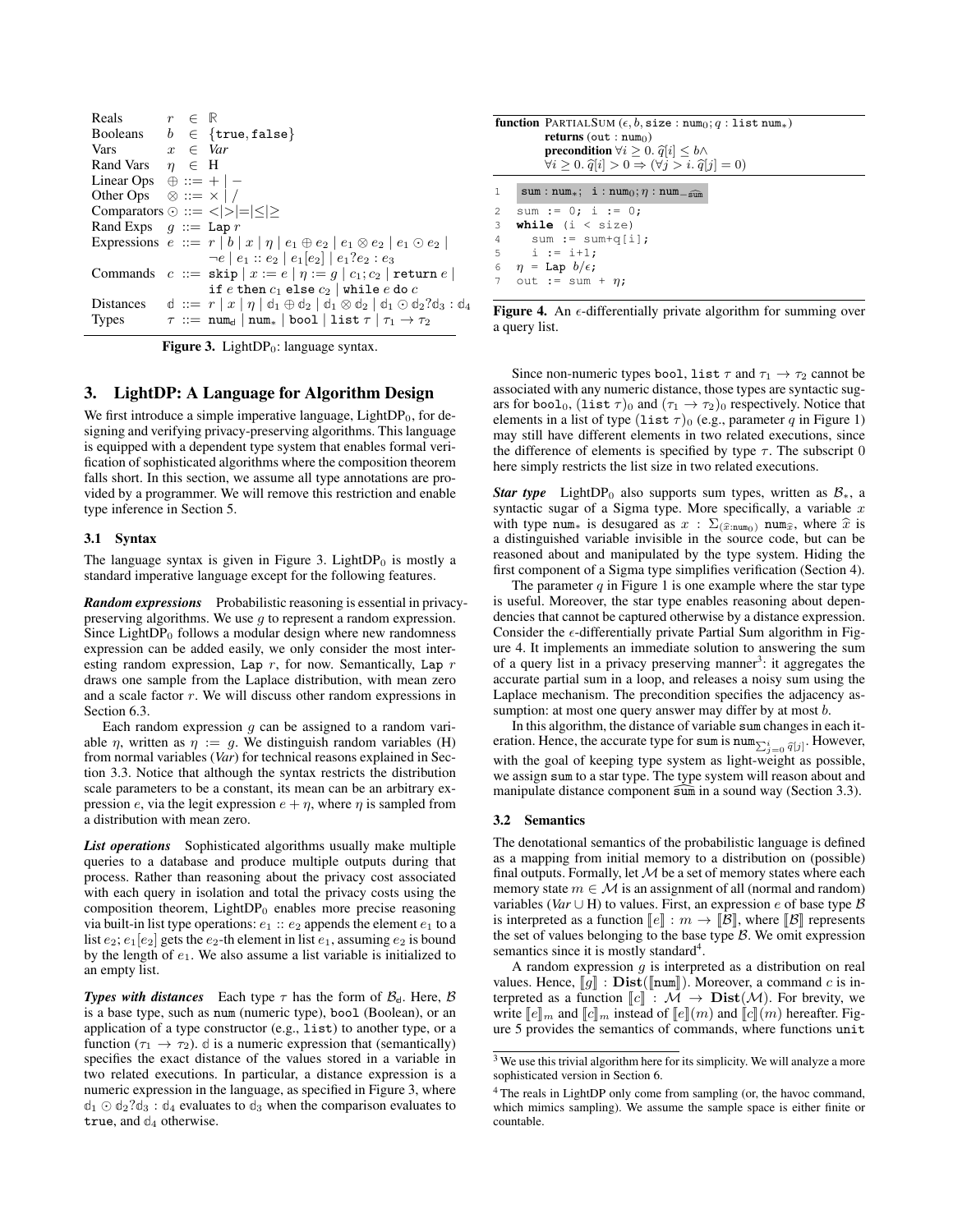| | | |
|---|---|---|
| Reals | $r$ | $\in \mathbb{R}$ |
| Booleans | $b$ | $\in \{\texttt{true}, \texttt{false}\}$ |
| Vars | $x$ | $\in$ *Var* |
| Rand Vars | $\eta$ | $\in$ H |
| Linear Ops | $\oplus$ | $::= + \mid -$ |
| Other Ops | $\otimes$ | $::= \times \mid /$ |
| Comparators | $\odot$ | $::= < \mid > \mid = \mid \leq \mid \geq$ |
| Rand Exps | $g$ | $::= \texttt{Lap}\ r$ |
| Expressions | $e$ | $::= r \mid b \mid x \mid \eta \mid e_1 \oplus e_2 \mid e_1 \otimes e_2 \mid e_1 \odot e_2 \mid \neg e \mid e_1 :: e_2 \mid e_1[e_2] \mid e_1 ? e_2 : e_3$ |
| Commands | $c$ | $::= \texttt{skip} \mid x := e \mid \eta := g \mid c_1; c_2 \mid \texttt{return}\ e \mid \texttt{if}\ e\ \texttt{then}\ c_1\ \texttt{else}\ c_2 \mid \texttt{while}\ e\ \texttt{do}\ c$ |
| Distances | $\mathbb{d}$ | $::= r \mid x \mid \eta \mid \mathbb{d}_1 \oplus \mathbb{d}_2 \mid \mathbb{d}_1 \otimes \mathbb{d}_2 \mid \mathbb{d}_1 \odot \mathbb{d}_2 ? \mathbb{d}_3 : \mathbb{d}_4$ |
| Types | $\tau$ | $::= \texttt{num}_{\mathbb{d}} \mid \texttt{num}_* \mid \texttt{bool} \mid \texttt{list}\ \tau \mid \tau_1 \to \tau_2$ |

**Figure 3.** LightDP$_0$: language syntax.

## 3. LightDP: A Language for Algorithm Design

We first introduce a simple imperative language, LightDP$_0$, for designing and verifying privacy-preserving algorithms. This language is equipped with a dependent type system that enables formal verification of sophisticated algorithms where the composition theorem falls short. In this section, we assume all type annotations are provided by a programmer. We will remove this restriction and enable type inference in Section 5.

### 3.1 Syntax

The language syntax is given in Figure 3. LightDP$_0$ is mostly a standard imperative language except for the following features.

***Random expressions*** Probabilistic reasoning is essential in privacy-preserving algorithms. We use $g$ to represent a random expression. Since LightDP$_0$ follows a modular design where new randomness expression can be added easily, we only consider the most interesting random expression, Lap $r$, for now. Semantically, Lap $r$ draws one sample from the Laplace distribution, with mean zero and a scale factor $r$. We will discuss other random expressions in Section 6.3.

Each random expression $g$ can be assigned to a random variable $\eta$, written as $\eta := g$. We distinguish random variables (H) from normal variables (*Var*) for technical reasons explained in Section 3.3. Notice that although the syntax restricts the distribution scale parameters to be a constant, its mean can be an arbitrary expression $e$, via the legit expression $e + \eta$, where $\eta$ is sampled from a distribution with mean zero.

***List operations*** Sophisticated algorithms usually make multiple queries to a database and produce multiple outputs during that process. Rather than reasoning about the privacy cost associated with each query in isolation and total the privacy costs using the composition theorem, LightDP$_0$ enables more precise reasoning via built-in list type operations: $e_1 :: e_2$ appends the element $e_1$ to a list $e_2$; $e_1[e_2]$ gets the $e_2$-th element in list $e_1$, assuming $e_2$ is bound by the length of $e_1$. We also assume a list variable is initialized to an empty list.

***Types with distances*** Each type $\tau$ has the form of $\mathcal{B}_{\mathbb{d}}$. Here, $\mathcal{B}$ is a base type, such as num (numeric type), bool (Boolean), or an application of a type constructor (e.g., list) to another type, or a function ($\tau_1 \to \tau_2$). $\mathbb{d}$ is a numeric expression that (semantically) specifies the exact distance of the values stored in a variable in two related executions. In particular, a distance expression is a numeric expression in the language, as specified in Figure 3, where $\mathbb{d}_1 \odot \mathbb{d}_2 ? \mathbb{d}_3 : \mathbb{d}_4$ evaluates to $\mathbb{d}_3$ when the comparison evaluates to true, and $\mathbb{d}_4$ otherwise.

**function** PartialSum ($\epsilon, b, \texttt{size} : \texttt{num}_0; q : \texttt{list num}_*$)
**returns** ($\texttt{out} : \texttt{num}_0$)
**precondition** $\forall i \geq 0.\ \widehat{q}[i] \leq b \wedge$
$\forall i \geq 0.\ \widehat{q}[i] > 0 \Rightarrow (\forall j > i.\ \widehat{q}[j] = 0)$

```
1  sum : num_*;  i : num_0; η : num_{-ŝum}
2  sum := 0; i := 0;
3  while (i < size)
4    sum := sum+q[i];
5    i := i+1;
6  η = Lap b/ε;
7  out := sum + η;
```

**Figure 4.** An $\epsilon$-differentially private algorithm for summing over a query list.

Since non-numeric types bool, list $\tau$ and $\tau_1 \to \tau_2$ cannot be associated with any numeric distance, those types are syntactic sugars for $\texttt{bool}_0$, $(\texttt{list}\ \tau)_0$ and $(\tau_1 \to \tau_2)_0$ respectively. Notice that elements in a list of type $(\texttt{list}\ \tau)_0$ (e.g., parameter $q$ in Figure 1) may still have different elements in two related executions, since the difference of elements is specified by type $\tau$. The subscript 0 here simply restricts the list size in two related executions.

***Star type*** LightDP$_0$ also supports sum types, written as $\mathcal{B}_*$, a syntactic sugar of a Sigma type. More specifically, a variable $x$ with type $\texttt{num}_*$ is desugared as $x : \Sigma_{(\widehat{x}:\texttt{num}_0)}\ \texttt{num}_{\widehat{x}}$, where $\widehat{x}$ is a distinguished variable invisible in the source code, but can be reasoned about and manipulated by the type system. Hiding the first component of a Sigma type simplifies verification (Section 4).

The parameter $q$ in Figure 1 is one example where the star type is useful. Moreover, the star type enables reasoning about dependencies that cannot be captured otherwise by a distance expression. Consider the $\epsilon$-differentially private Partial Sum algorithm in Figure 4. It implements an immediate solution to answering the sum of a query list in a privacy preserving manner[3]: it aggregates the accurate partial sum in a loop, and releases a noisy sum using the Laplace mechanism. The precondition specifies the adjacency assumption: at most one query answer may differ by at most $b$.

In this algorithm, the distance of variable sum changes in each iteration. Hence, the accurate type for sum is $\texttt{num}_{\sum_{j=0}^{i} \widehat{q}[j]}$. However, with the goal of keeping type system as light-weight as possible, we assign sum to a star type. The type system will reason about and manipulate distance component $\widehat{\texttt{sum}}$ in a sound way (Section 3.3).

### 3.2 Semantics

The denotational semantics of the probabilistic language is defined as a mapping from initial memory to a distribution on (possible) final outputs. Formally, let $\mathcal{M}$ be a set of memory states where each memory state $m \in \mathcal{M}$ is an assignment of all (normal and random) variables (*Var* $\cup$ H) to values. First, an expression $e$ of base type $\mathcal{B}$ is interpreted as a function $[\![e]\!] : m \to [\![\mathcal{B}]\!]$, where $[\![\mathcal{B}]\!]$ represents the set of values belonging to the base type $\mathcal{B}$. We omit expression semantics since it is mostly standard[4].

A random expression $g$ is interpreted as a distribution on real values. Hence, $[\![g]\!] : \mathbf{Dist}([\![\texttt{num}]\!])$. Moreover, a command $c$ is interpreted as a function $[\![c]\!] : \mathcal{M} \to \mathbf{Dist}(\mathcal{M})$. For brevity, we write $[\![e]\!]_m$ and $[\![c]\!]_m$ instead of $[\![e]\!](m)$ and $[\![c]\!](m)$ hereafter. Figure 5 provides the semantics of commands, where functions unit

[3] We use this trivial algorithm here for its simplicity. We will analyze a more sophisticated version in Section 6.

[4] The reals in LightDP only come from sampling (or, the havoc command, which mimics sampling). We assume the sample space is either finite or countable.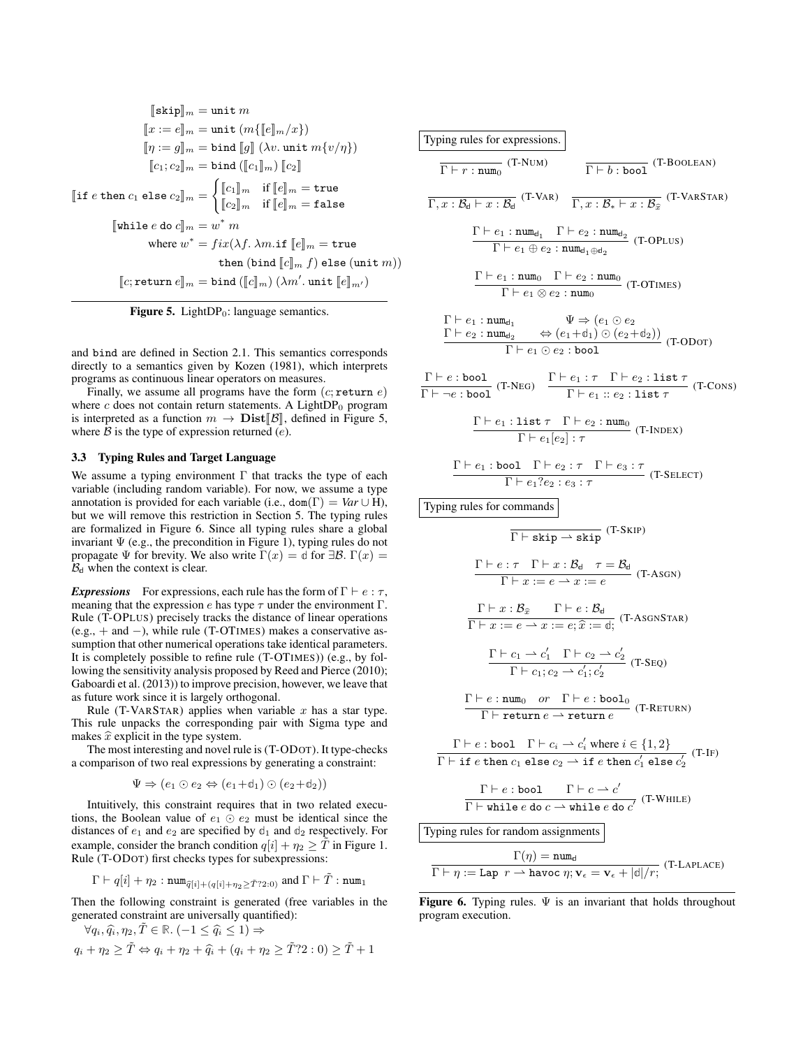$$\llbracket \texttt{skip} \rrbracket_m = \texttt{unit}\ m$$
$$\llbracket x := e \rrbracket_m = \texttt{unit}\ (m\{\llbracket e \rrbracket_m / x\})$$
$$\llbracket \eta := g \rrbracket_m = \texttt{bind}\ \llbracket g \rrbracket\ (\lambda v.\ \texttt{unit}\ m\{v/\eta\})$$
$$\llbracket c_1; c_2 \rrbracket_m = \texttt{bind}\ (\llbracket c_1 \rrbracket_m)\ \llbracket c_2 \rrbracket$$
$$\llbracket \texttt{if}\ e\ \texttt{then}\ c_1\ \texttt{else}\ c_2 \rrbracket_m = \begin{cases} \llbracket c_1 \rrbracket_m & \text{if } \llbracket e \rrbracket_m = \texttt{true} \\ \llbracket c_2 \rrbracket_m & \text{if } \llbracket e \rrbracket_m = \texttt{false} \end{cases}$$
$$\llbracket \texttt{while}\ e\ \texttt{do}\ c \rrbracket_m = w^*\ m$$
$$\text{where } w^* = fix(\lambda f.\ \lambda m.\texttt{if}\ \llbracket e \rrbracket_m = \texttt{true}\ \texttt{then}\ (\texttt{bind}\ \llbracket c \rrbracket_m\ f)\ \texttt{else}\ (\texttt{unit}\ m))$$
$$\llbracket c; \texttt{return}\ e \rrbracket_m = \texttt{bind}\ (\llbracket c \rrbracket_m)\ (\lambda m'.\ \texttt{unit}\ \llbracket e \rrbracket_{m'})$$

**Figure 5.** LightDP$_0$: language semantics.

and bind are defined in Section 2.1. This semantics corresponds directly to a semantics given by Kozen (1981), which interprets programs as continuous linear operators on measures.

Finally, we assume all programs have the form $(c; \texttt{return}\ e)$ where $c$ does not contain return statements. A LightDP$_0$ program is interpreted as a function $m \to \mathbf{Dist}\llbracket \mathcal{B} \rrbracket$, defined in Figure 5, where $\mathcal{B}$ is the type of expression returned ($e$).

### 3.3 Typing Rules and Target Language

We assume a typing environment $\Gamma$ that tracks the type of each variable (including random variable). For now, we assume a type annotation is provided for each variable (i.e., $\texttt{dom}(\Gamma) = \mathit{Var} \cup \mathrm{H}$), but we will remove this restriction in Section 5. The typing rules are formalized in Figure 6. Since all typing rules share a global invariant $\Psi$ (e.g., the precondition in Figure 1), typing rules do not propagate $\Psi$ for brevity. We also write $\Gamma(x) = \mathbb{d}$ for $\exists \mathcal{B}.\ \Gamma(x) = \mathcal{B}_{\mathbb{d}}$ when the context is clear.

***Expressions*** For expressions, each rule has the form of $\Gamma \vdash e : \tau$, meaning that the expression $e$ has type $\tau$ under the environment $\Gamma$. Rule (T-OPLUS) precisely tracks the distance of linear operations (e.g., $+$ and $-$), while rule (T-OTIMES) makes a conservative assumption that other numerical operations take identical parameters. It is completely possible to refine rule (T-OTIMES)) (e.g., by following the sensitivity analysis proposed by Reed and Pierce (2010); Gaboardi et al. (2013)) to improve precision, however, we leave that as future work since it is largely orthogonal.

Rule (T-VARSTAR) applies when variable $x$ has a star type. This rule unpacks the corresponding pair with Sigma type and makes $\widehat{x}$ explicit in the type system.

The most interesting and novel rule is (T-ODOT). It type-checks a comparison of two real expressions by generating a constraint:

$$\Psi \Rightarrow (e_1 \odot e_2 \Leftrightarrow (e_1 + \mathbb{d}_1) \odot (e_2 + \mathbb{d}_2))$$

Intuitively, this constraint requires that in two related executions, the Boolean value of $e_1 \odot e_2$ must be identical since the distances of $e_1$ and $e_2$ are specified by $\mathbb{d}_1$ and $\mathbb{d}_2$ respectively. For example, consider the branch condition $q[i] + \eta_2 \geq \tilde{T}$ in Figure 1. Rule (T-ODOT) first checks types for subexpressions:

$$\Gamma \vdash q[i] + \eta_2 : \texttt{num}_{\widehat{q}[i] + (q[i] + \eta_2 \geq \tilde{T} ? 2 : 0)} \text{ and } \Gamma \vdash \tilde{T} : \texttt{num}_1$$

Then the following constraint is generated (free variables in the generated constraint are universally quantified):

$$\forall q_i, \widehat{q}_i, \eta_2, \tilde{T} \in \mathbb{R}.\ (-1 \leq \widehat{q}_i \leq 1) \Rightarrow$$
$$q_i + \eta_2 \geq \tilde{T} \Leftrightarrow q_i + \eta_2 + \widehat{q}_i + (q_i + \eta_2 \geq \tilde{T} ? 2 : 0) \geq \tilde{T} + 1$$

**Typing rules for expressions.**

$$\frac{}{\Gamma \vdash r : \texttt{num}_0}\ \text{(T-NUM)} \qquad \frac{}{\Gamma \vdash b : \texttt{bool}}\ \text{(T-BOOLEAN)}$$

$$\frac{}{\Gamma, x : \mathcal{B}_{\mathbb{d}} \vdash x : \mathcal{B}_{\mathbb{d}}}\ \text{(T-VAR)} \qquad \frac{}{\Gamma, x : \mathcal{B}_* \vdash x : \mathcal{B}_{\widehat{x}}}\ \text{(T-VARSTAR)}$$

$$\frac{\Gamma \vdash e_1 : \texttt{num}_{\mathbb{d}_1} \quad \Gamma \vdash e_2 : \texttt{num}_{\mathbb{d}_2}}{\Gamma \vdash e_1 \oplus e_2 : \texttt{num}_{\mathbb{d}_1 \oplus \mathbb{d}_2}}\ \text{(T-OPLUS)}$$

$$\frac{\Gamma \vdash e_1 : \texttt{num}_0 \quad \Gamma \vdash e_2 : \texttt{num}_0}{\Gamma \vdash e_1 \otimes e_2 : \texttt{num}_0}\ \text{(T-OTIMES)}$$

$$\frac{\Gamma \vdash e_1 : \texttt{num}_{\mathbb{d}_1} \quad \Gamma \vdash e_2 : \texttt{num}_{\mathbb{d}_2} \quad \Psi \Rightarrow (e_1 \odot e_2 \Leftrightarrow (e_1 + \mathbb{d}_1) \odot (e_2 + \mathbb{d}_2))}{\Gamma \vdash e_1 \odot e_2 : \texttt{bool}}\ \text{(T-ODOT)}$$

$$\frac{\Gamma \vdash e : \texttt{bool}}{\Gamma \vdash \neg e : \texttt{bool}}\ \text{(T-NEG)} \qquad \frac{\Gamma \vdash e_1 : \tau \quad \Gamma \vdash e_2 : \texttt{list}\ \tau}{\Gamma \vdash e_1 :: e_2 : \texttt{list}\ \tau}\ \text{(T-CONS)}$$

$$\frac{\Gamma \vdash e_1 : \texttt{list}\ \tau \quad \Gamma \vdash e_2 : \texttt{num}_0}{\Gamma \vdash e_1[e_2] : \tau}\ \text{(T-INDEX)}$$

$$\frac{\Gamma \vdash e_1 : \texttt{bool} \quad \Gamma \vdash e_2 : \tau \quad \Gamma \vdash e_3 : \tau}{\Gamma \vdash e_1 ? e_2 : e_3 : \tau}\ \text{(T-SELECT)}$$

**Typing rules for commands**

$$\frac{}{\Gamma \vdash \texttt{skip} \rightharpoonup \texttt{skip}}\ \text{(T-SKIP)}$$

$$\frac{\Gamma \vdash e : \tau \quad \Gamma \vdash x : \mathcal{B}_{\mathbb{d}} \quad \tau = \mathcal{B}_{\mathbb{d}}}{\Gamma \vdash x := e \rightharpoonup x := e}\ \text{(T-ASGN)}$$

$$\frac{\Gamma \vdash x : \mathcal{B}_{\widehat{x}} \quad \Gamma \vdash e : \mathcal{B}_{\mathbb{d}}}{\Gamma \vdash x := e \rightharpoonup x := e; \widehat{x} := \mathbb{d};}\ \text{(T-ASGNSTAR)}$$

$$\frac{\Gamma \vdash c_1 \rightharpoonup c_1' \quad \Gamma \vdash c_2 \rightharpoonup c_2'}{\Gamma \vdash c_1; c_2 \rightharpoonup c_1'; c_2'}\ \text{(T-SEQ)}$$

$$\frac{\Gamma \vdash e : \texttt{num}_0 \quad or \quad \Gamma \vdash e : \texttt{bool}_0}{\Gamma \vdash \texttt{return}\ e \rightharpoonup \texttt{return}\ e}\ \text{(T-RETURN)}$$

$$\frac{\Gamma \vdash e : \texttt{bool} \quad \Gamma \vdash c_i \rightharpoonup c_i' \text{ where } i \in \{1, 2\}}{\Gamma \vdash \texttt{if}\ e\ \texttt{then}\ c_1\ \texttt{else}\ c_2 \rightharpoonup \texttt{if}\ e\ \texttt{then}\ c_1'\ \texttt{else}\ c_2'}\ \text{(T-IF)}$$

$$\frac{\Gamma \vdash e : \texttt{bool} \quad \Gamma \vdash c \rightharpoonup c'}{\Gamma \vdash \texttt{while}\ e\ \texttt{do}\ c \rightharpoonup \texttt{while}\ e\ \texttt{do}\ c'}\ \text{(T-WHILE)}$$

**Typing rules for random assignments**

$$\frac{\Gamma(\eta) = \texttt{num}_{\mathbb{d}}}{\Gamma \vdash \eta := \texttt{Lap}\ r \rightharpoonup \texttt{havoc}\ \eta; \mathbf{v}_\epsilon = \mathbf{v}_\epsilon + |\mathbb{d}|/r;}\ \text{(T-LAPLACE)}$$

**Figure 6.** Typing rules. $\Psi$ is an invariant that holds throughout program execution.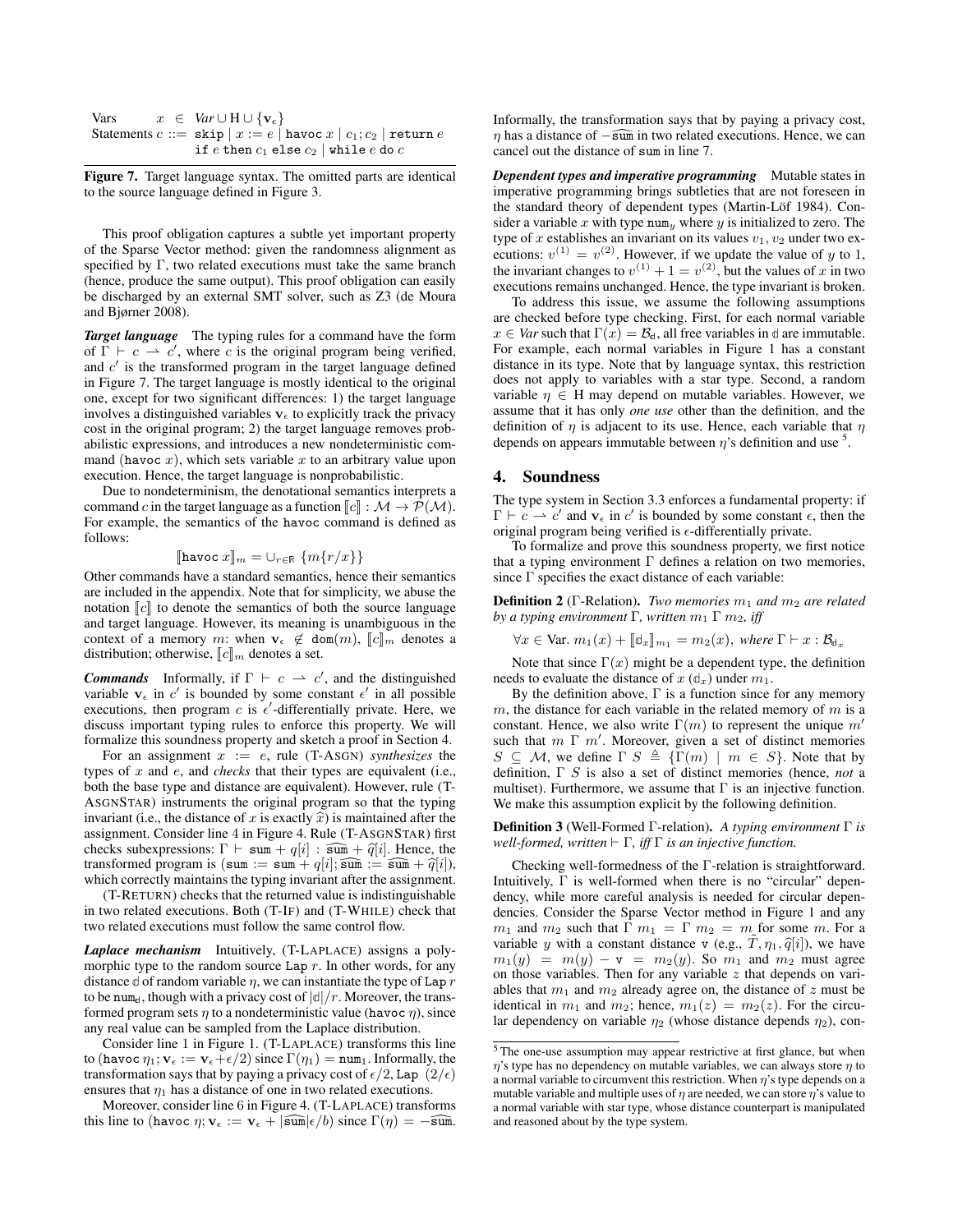$$
\begin{array}{lrcl}
\text{Vars} & x & \in & \mathit{Var} \cup \mathrm{H} \cup \{\mathbf{v}_\epsilon\} \\
\text{Statements} & c & ::= & \texttt{skip} \mid x := e \mid \texttt{havoc}\ x \mid c_1; c_2 \mid \texttt{return}\ e \\
& & & \mid \texttt{if}\ e\ \texttt{then}\ c_1\ \texttt{else}\ c_2 \mid \texttt{while}\ e\ \texttt{do}\ c
\end{array}
$$

**Figure 7.** Target language syntax. The omitted parts are identical to the source language defined in Figure 3.

This proof obligation captures a subtle yet important property of the Sparse Vector method: given the randomness alignment as specified by $\Gamma$, two related executions must take the same branch (hence, produce the same output). This proof obligation can easily be discharged by an external SMT solver, such as Z3 (de Moura and Bjørner 2008).

***Target language*** The typing rules for a command have the form of $\Gamma \vdash c \rightharpoonup c'$, where $c$ is the original program being verified, and $c'$ is the transformed program in the target language defined in Figure 7. The target language is mostly identical to the original one, except for two significant differences: 1) the target language involves a distinguished variables $\mathbf{v}_\epsilon$ to explicitly track the privacy cost in the original program; 2) the target language removes probabilistic expressions, and introduces a new nondeterministic command ($\texttt{havoc}\ x$), which sets variable $x$ to an arbitrary value upon execution. Hence, the target language is nonprobabilistic.

Due to nondeterminism, the denotational semantics interprets a command $c$ in the target language as a function $[\![c]\!] : \mathcal{M} \to \mathcal{P}(\mathcal{M})$. For example, the semantics of the havoc command is defined as follows:

$$[\![\texttt{havoc}\ x]\!]_m = \cup_{r \in \mathbb{R}}\ \{m\{r/x\}\}$$

Other commands have a standard semantics, hence their semantics are included in the appendix. Note that for simplicity, we abuse the notation $[\![c]\!]$ to denote the semantics of both the source language and target language. However, its meaning is unambiguous in the context of a memory $m$: when $\mathbf{v}_\epsilon \notin \texttt{dom}(m)$, $[\![c]\!]_m$ denotes a distribution; otherwise, $[\![c]\!]_m$ denotes a set.

***Commands*** Informally, if $\Gamma \vdash c \rightharpoonup c'$, and the distinguished variable $\mathbf{v}_\epsilon$ in $c'$ is bounded by some constant $\epsilon'$ in all possible executions, then program $c$ is $\epsilon'$-differentially private. Here, we discuss important typing rules to enforce this soundness property. We will formalize this soundness property and sketch a proof in Section 4.

For an assignment $x := e$, rule (T-ASGN) *synthesizes* the types of $x$ and $e$, and *checks* that their types are equivalent (i.e., both the base type and distance are equivalent). However, rule (T-ASGNSTAR) instruments the original program so that the typing invariant (i.e., the distance of $x$ is exactly $\widehat{x}$) is maintained after the assignment. Consider line 4 in Figure 4. Rule (T-ASGNSTAR) first checks subexpressions: $\Gamma \vdash \texttt{sum} + q[i] : \widehat{\texttt{sum}} + \widehat{q}[i]$. Hence, the transformed program is ($\texttt{sum} := \texttt{sum} + q[i]; \widehat{\texttt{sum}} := \widehat{\texttt{sum}} + \widehat{q}[i]$), which correctly maintains the typing invariant after the assignment.

(T-RETURN) checks that the returned value is indistinguishable in two related executions. Both (T-IF) and (T-WHILE) check that two related executions must follow the same control flow.

***Laplace mechanism*** Intuitively, (T-LAPLACE) assigns a polymorphic type to the random source $\texttt{Lap}\ r$. In other words, for any distance $\mathbb{d}$ of random variable $\eta$, we can instantiate the type of $\texttt{Lap}\ r$ to be $\texttt{num}_{\mathbb{d}}$, though with a privacy cost of $|\mathbb{d}|/r$. Moreover, the transformed program sets $\eta$ to a nondeterministic value ($\texttt{havoc}\ \eta$), since any real value can be sampled from the Laplace distribution.

Consider line 1 in Figure 1. (T-LAPLACE) transforms this line to ($\texttt{havoc}\ \eta_1; \mathbf{v}_\epsilon := \mathbf{v}_\epsilon + \epsilon/2$) since $\Gamma(\eta_1) = \texttt{num}_1$. Informally, the transformation says that by paying a privacy cost of $\epsilon/2$, $\texttt{Lap}\ (2/\epsilon)$ ensures that $\eta_1$ has a distance of one in two related executions.

Moreover, consider line 6 in Figure 4. (T-LAPLACE) transforms this line to ($\texttt{havoc}\ \eta; \mathbf{v}_\epsilon := \mathbf{v}_\epsilon + |\widehat{\texttt{sum}}|\epsilon/b$) since $\Gamma(\eta) = -\widehat{\texttt{sum}}$. Informally, the transformation says that by paying a privacy cost, $\eta$ has a distance of $-\widehat{\texttt{sum}}$ in two related executions. Hence, we can cancel out the distance of $\texttt{sum}$ in line 7.

***Dependent types and imperative programming*** Mutable states in imperative programming brings subtleties that are not foreseen in the standard theory of dependent types (Martin-Löf 1984). Consider a variable $x$ with type $\texttt{num}_y$ where $y$ is initialized to zero. The type of $x$ establishes an invariant on its values $v_1, v_2$ under two executions: $v^{(1)} = v^{(2)}$. However, if we update the value of $y$ to 1, the invariant changes to $v^{(1)} + 1 = v^{(2)}$, but the values of $x$ in two executions remains unchanged. Hence, the type invariant is broken.

To address this issue, we assume the following assumptions are checked before type checking. First, for each normal variable $x \in \mathit{Var}$ such that $\Gamma(x) = \mathcal{B}_{\mathbb{d}}$, all free variables in $\mathbb{d}$ are immutable. For example, each normal variables in Figure 1 has a constant distance in its type. Note that by language syntax, this restriction does not apply to variables with a star type. Second, a random variable $\eta \in \mathrm{H}$ may depend on mutable variables. However, we assume that it has only *one use* other than the definition, and the definition of $\eta$ is adjacent to its use. Hence, each variable that $\eta$ depends on appears immutable between $\eta$'s definition and use [5].

# 4. Soundness

The type system in Section 3.3 enforces a fundamental property: if $\Gamma \vdash c \rightharpoonup c'$ and $\mathbf{v}_\epsilon$ in $c'$ is bounded by some constant $\epsilon$, then the original program being verified is $\epsilon$-differentially private.

To formalize and prove this soundness property, we first notice that a typing environment $\Gamma$ defines a relation on two memories, since $\Gamma$ specifies the exact distance of each variable:

**Definition 2** ($\Gamma$-Relation). *Two memories $m_1$ and $m_2$ are related by a typing environment $\Gamma$, written $m_1\ \Gamma\ m_2$, iff*

$$\forall x \in \text{Var}.\ m_1(x) + [\![\mathbb{d}_x]\!]_{m_1} = m_2(x),\ \textit{where}\ \Gamma \vdash x : \mathcal{B}_{\mathbb{d}_x}$$

Note that since $\Gamma(x)$ might be a dependent type, the definition needs to evaluate the distance of $x$ ($\mathbb{d}_x$) under $m_1$.

By the definition above, $\Gamma$ is a function since for any memory $m$, the distance for each variable in the related memory of $m$ is a constant. Hence, we also write $\Gamma(m)$ to represent the unique $m'$ such that $m\ \Gamma\ m'$. Moreover, given a set of distinct memories $S \subseteq \mathcal{M}$, we define $\Gamma\ S \triangleq \{\Gamma(m) \mid m \in S\}$. Note that by definition, $\Gamma\ S$ is also a set of distinct memories (hence, *not* a multiset). Furthermore, we assume that $\Gamma$ is an injective function. We make this assumption explicit by the following definition.

**Definition 3** (Well-Formed $\Gamma$-relation). *A typing environment $\Gamma$ is well-formed, written $\vdash \Gamma$, iff $\Gamma$ is an injective function.*

Checking well-formedness of the $\Gamma$-relation is straightforward. Intuitively, $\Gamma$ is well-formed when there is no "circular" dependency, while more careful analysis is needed for circular dependencies. Consider the Sparse Vector method in Figure 1 and any $m_1$ and $m_2$ such that $\Gamma\ m_1 = \Gamma\ m_2 = m$ for some $m$. For a variable $y$ with a constant distance $\mathtt{v}$ (e.g., $\tilde{T}, \eta_1, \widehat{q}[i]$), we have $m_1(y) = m(y) - \mathtt{v} = m_2(y)$. So $m_1$ and $m_2$ must agree on those variables. Then for any variable $z$ that depends on variables that $m_1$ and $m_2$ already agree on, the distance of $z$ must be identical in $m_1$ and $m_2$; hence, $m_1(z) = m_2(z)$. For the circular dependency on variable $\eta_2$ (whose distance depends $\eta_2$), con-

[5] The one-use assumption may appear restrictive at first glance, but when $\eta$'s type has no dependency on mutable variables, we can always store $\eta$ to a normal variable to circumvent this restriction. When $\eta$'s type depends on a mutable variable and multiple uses of $\eta$ are needed, we can store $\eta$'s value to a normal variable with star type, whose distance counterpart is manipulated and reasoned about by the type system.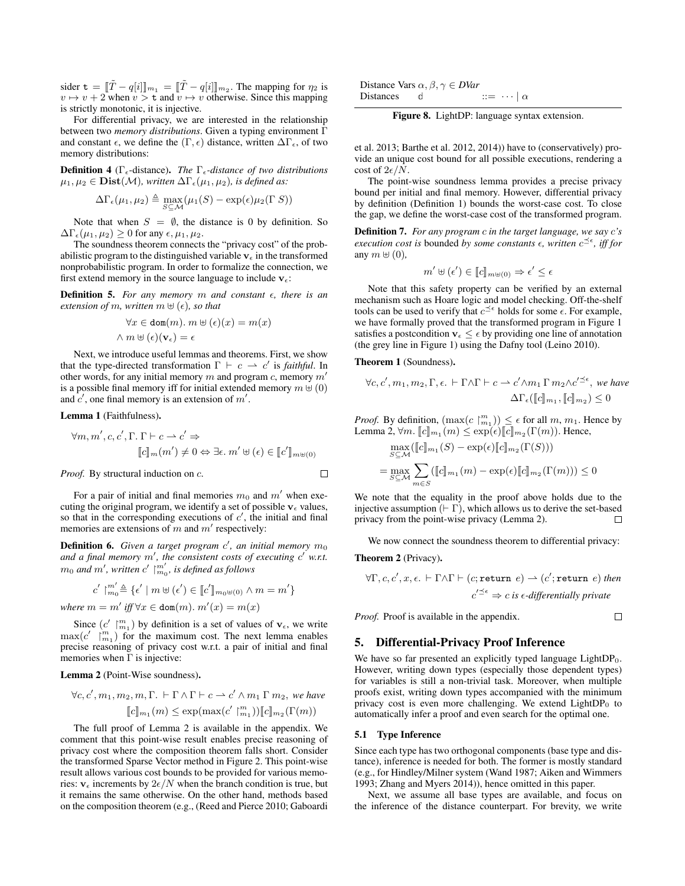sider $\mathtt{t} = [\![\tilde{T} - q[i]]\!]_{m_1} = [\![\tilde{T} - q[i]]\!]_{m_2}$. The mapping for $\eta_2$ is $v \mapsto v + 2$ when $v > \mathtt{t}$ and $v \mapsto v$ otherwise. Since this mapping is strictly monotonic, it is injective.

For differential privacy, we are interested in the relationship between two *memory distributions*. Given a typing environment $\Gamma$ and constant $\epsilon$, we define the $(\Gamma, \epsilon)$ distance, written $\Delta\Gamma_\epsilon$, of two memory distributions:

**Definition 4** ($\Gamma_\epsilon$-distance)**.** *The $\Gamma_\epsilon$-distance of two distributions $\mu_1, \mu_2 \in \mathbf{Dist}(\mathcal{M})$, written $\Delta\Gamma_\epsilon(\mu_1, \mu_2)$, is defined as:*

$$\Delta\Gamma_\epsilon(\mu_1, \mu_2) \triangleq \max_{S \subseteq \mathcal{M}} (\mu_1(S) - \exp(\epsilon)\mu_2(\Gamma\ S))$$

Note that when $S = \emptyset$, the distance is 0 by definition. So $\Delta\Gamma_\epsilon(\mu_1, \mu_2) \geq 0$ for any $\epsilon, \mu_1, \mu_2$.

The soundness theorem connects the "privacy cost" of the probabilistic program to the distinguished variable $\mathbf{v}_\epsilon$ in the transformed nonprobabilistic program. In order to formalize the connection, we first extend memory in the source language to include $\mathbf{v}_\epsilon$:

**Definition 5.** *For any memory $m$ and constant $\epsilon$, there is an extension of $m$, written $m \uplus (\epsilon)$, so that*

$$\forall x \in \mathtt{dom}(m).\ m \uplus (\epsilon)(x) = m(x)$$
$$\wedge\ m \uplus (\epsilon)(\mathbf{v}_\epsilon) = \epsilon$$

Next, we introduce useful lemmas and theorems. First, we show that the type-directed transformation $\Gamma \vdash c \rightharpoonup c'$ is *faithful*. In other words, for any initial memory $m$ and program $c$, memory $m'$ is a possible final memory iff for initial extended memory $m \uplus (0)$ and $c'$, one final memory is an extension of $m'$.

**Lemma 1** (Faithfulness)**.**

$$\forall m, m', c, c', \Gamma.\ \Gamma \vdash c \rightharpoonup c' \Rightarrow$$
$$[\![c]\!]_m(m') \neq 0 \Leftrightarrow \exists \epsilon.\ m' \uplus (\epsilon) \in [\![c']\!]_{m \uplus (0)}$$

*Proof.* By structural induction on $c$. ∎

For a pair of initial and final memories $m_0$ and $m'$ when executing the original program, we identify a set of possible $\mathbf{v}_\epsilon$ values, so that in the corresponding executions of $c'$, the initial and final memories are extensions of $m$ and $m'$ respectively:

**Definition 6.** *Given a target program $c'$, an initial memory $m_0$ and a final memory $m'$, the consistent costs of executing $c'$ w.r.t. $m_0$ and $m'$, written $c' \upharpoonright_{m_0}^{m'}$, is defined as follows*

$$c' \upharpoonright_{m_0}^{m'} \triangleq \{\epsilon' \mid m \uplus (\epsilon') \in [\![c']\!]_{m_0 \uplus (0)} \wedge m = m'\}$$

*where $m = m'$ iff $\forall x \in \mathtt{dom}(m).\ m'(x) = m(x)$*

Since $(c' \upharpoonright_{m_1}^{m})$ by definition is a set of values of $\mathbf{v}_\epsilon$, we write $\max(c' \upharpoonright_{m_1}^{m})$ for the maximum cost. The next lemma enables precise reasoning of privacy cost w.r.t. a pair of initial and final memories when $\Gamma$ is injective:

**Lemma 2** (Point-Wise soundness)**.**

$$\forall c, c', m_1, m_2, m, \Gamma.\ \vdash \Gamma \wedge \Gamma \vdash c \rightharpoonup c' \wedge m_1\ \Gamma\ m_2, \text{ we have}$$
$$[\![c]\!]_{m_1}(m) \leq \exp(\max(c' \upharpoonright_{m_1}^{m}))[\![c]\!]_{m_2}(\Gamma(m))$$

The full proof of Lemma 2 is available in the appendix. We comment that this point-wise result enables precise reasoning of privacy cost where the composition theorem falls short. Consider the transformed Sparse Vector method in Figure 2. This point-wise result allows various cost bounds to be provided for various memories: $\mathbf{v}_\epsilon$ increments by $2\epsilon/N$ when the branch condition is true, but it remains the same otherwise. On the other hand, methods based on the composition theorem (e.g., (Reed and Pierce 2010; Gaboardi et al. 2013; Barthe et al. 2012, 2014)) have to (conservatively) provide an unique cost bound for all possible executions, rendering a cost of $2\epsilon/N$.

| | | |
|---|---|---|
| Distance Vars | $\alpha, \beta, \gamma \in DVar$ | |
| Distances | $\mathbb{d}$ | $::= \cdots \mid \alpha$ |

**Figure 8.** LightDP: language syntax extension.

The point-wise soundness lemma provides a precise privacy bound per initial and final memory. However, differential privacy by definition (Definition 1) bounds the worst-case cost. To close the gap, we define the worst-case cost of the transformed program.

**Definition 7.** *For any program $c$ in the target language, we say $c$'s execution cost is* bounded *by some constants $\epsilon$, written $c^{\preceq \epsilon}$, iff for* any $m \uplus (0)$,

$$m' \uplus (\epsilon') \in [\![c]\!]_{m \uplus (0)} \Rightarrow \epsilon' \leq \epsilon$$

Note that this safety property can be verified by an external mechanism such as Hoare logic and model checking. Off-the-shelf tools can be used to verify that $c^{\preceq \epsilon}$ holds for some $\epsilon$. For example, we have formally proved that the transformed program in Figure 1 satisfies a postcondition $\mathbf{v}_\epsilon \leq \epsilon$ by providing one line of annotation (the grey line in Figure 1) using the Dafny tool (Leino 2010).

**Theorem 1** (Soundness)**.**

$$\forall c, c', m_1, m_2, \Gamma, \epsilon.\ \vdash \Gamma \wedge \Gamma \vdash c \rightharpoonup c' \wedge m_1\ \Gamma\ m_2 \wedge c'^{\preceq \epsilon}, \text{ we have}$$
$$\Delta\Gamma_\epsilon([\![c]\!]_{m_1}, [\![c]\!]_{m_2}) \leq 0$$

*Proof.* By definition, $(\max(c \upharpoonright_{m_1}^{m})) \leq \epsilon$ for all $m, m_1$. Hence by Lemma 2, $\forall m.\ [\![c]\!]_{m_1}(m) \leq \exp(\epsilon)[\![c]\!]_{m_2}(\Gamma(m))$. Hence,

$$\max_{S \subseteq \mathcal{M}} ([\![c]\!]_{m_1}(S) - \exp(\epsilon)[\![c]\!]_{m_2}(\Gamma(S)))$$
$$= \max_{S \subseteq \mathcal{M}} \sum_{m \in S} ([\![c]\!]_{m_1}(m) - \exp(\epsilon)[\![c]\!]_{m_2}(\Gamma(m))) \leq 0$$

We note that the equality in the proof above holds due to the injective assumption ($\vdash \Gamma$), which allows us to derive the set-based privacy from the point-wise privacy (Lemma 2). ∎

We now connect the soundness theorem to differential privacy:

**Theorem 2** (Privacy)**.**

$$\forall \Gamma, c, c', x, \epsilon.\ \vdash \Gamma \wedge \Gamma \vdash (c; \mathtt{return}\ e) \rightharpoonup (c'; \mathtt{return}\ e) \text{ then}$$
$$c'^{\preceq \epsilon} \Rightarrow c \text{ is } \epsilon\text{-differentially private}$$

*Proof.* Proof is available in the appendix. ∎

## 5. Differential-Privacy Proof Inference

We have so far presented an explicitly typed language LightDP$_0$. However, writing down types (especially those dependent types) for variables is still a non-trivial task. Moreover, when multiple proofs exist, writing down types accompanied with the minimum privacy cost is even more challenging. We extend LightDP$_0$ to automatically infer a proof and even search for the optimal one.

### 5.1 Type Inference

Since each type has two orthogonal components (base type and distance), inference is needed for both. The former is mostly standard (e.g., for Hindley/Milner system (Wand 1987; Aiken and Wimmers 1993; Zhang and Myers 2014)), hence omitted in this paper.

Next, we assume all base types are available, and focus on the inference of the distance counterpart. For brevity, we write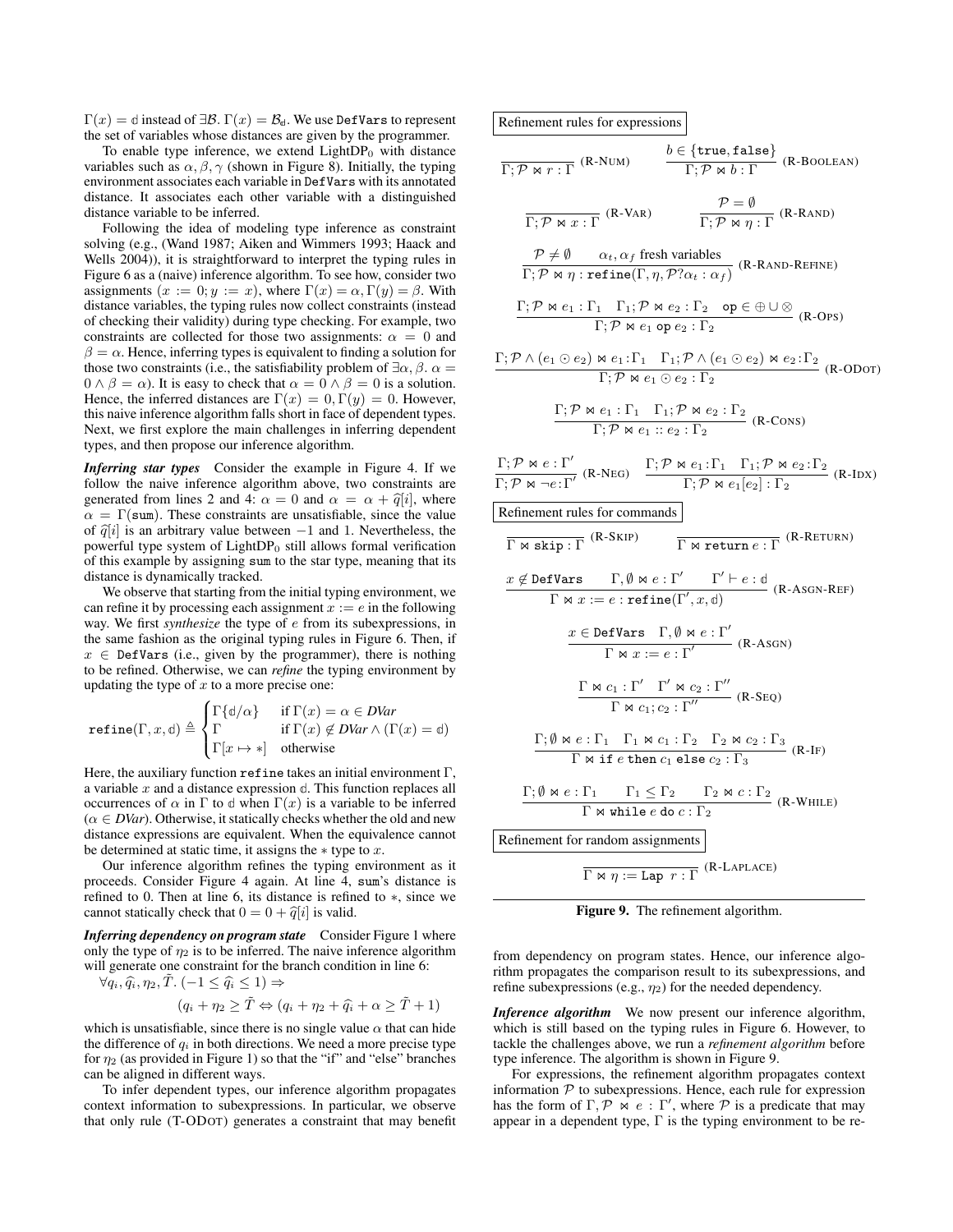$\Gamma(x) = \mathbb{d}$ instead of $\exists\mathcal{B}.\ \Gamma(x) = \mathcal{B}_{\mathbb{d}}$. We use `DefVars` to represent the set of variables whose distances are given by the programmer.

To enable type inference, we extend LightDP$_0$ with distance variables such as $\alpha, \beta, \gamma$ (shown in Figure 8). Initially, the typing environment associates each variable in `DefVars` with its annotated distance. It associates each other variable with a distinguished distance variable to be inferred.

Following the idea of modeling type inference as constraint solving (e.g., (Wand 1987; Aiken and Wimmers 1993; Haack and Wells 2004)), it is straightforward to interpret the typing rules in Figure 6 as a (naive) inference algorithm. To see how, consider two assignments $(x := 0; y := x)$, where $\Gamma(x) = \alpha, \Gamma(y) = \beta$. With distance variables, the typing rules now collect constraints (instead of checking their validity) during type checking. For example, two constraints are collected for those two assignments: $\alpha = 0$ and $\beta = \alpha$. Hence, inferring types is equivalent to finding a solution for those two constraints (i.e., the satisfiability problem of $\exists\alpha, \beta.\ \alpha = 0 \wedge \beta = \alpha$). It is easy to check that $\alpha = 0 \wedge \beta = 0$ is a solution. Hence, the inferred distances are $\Gamma(x) = 0, \Gamma(y) = 0$. However, this naive inference algorithm falls short in face of dependent types. Next, we first explore the main challenges in inferring dependent types, and then propose our inference algorithm.

***Inferring star types*** Consider the example in Figure 4. If we follow the naive inference algorithm above, two constraints are generated from lines 2 and 4: $\alpha = 0$ and $\alpha = \alpha + \widehat{q}[i]$, where $\alpha = \Gamma(\texttt{sum})$. These constraints are unsatisfiable, since the value of $\widehat{q}[i]$ is an arbitrary value between $-1$ and 1. Nevertheless, the powerful type system of LightDP$_0$ still allows formal verification of this example by assigning `sum` to the star type, meaning that its distance is dynamically tracked.

We observe that starting from the initial typing environment, we can refine it by processing each assignment $x := e$ in the following way. We first *synthesize* the type of $e$ from its subexpressions, in the same fashion as the original typing rules in Figure 6. Then, if $x \in$ `DefVars` (i.e., given by the programmer), there is nothing to be refined. Otherwise, we can *refine* the typing environment by updating the type of $x$ to a more precise one:

$$\texttt{refine}(\Gamma, x, \mathbb{d}) \triangleq \begin{cases} \Gamma\{\mathbb{d}/\alpha\} & \text{if } \Gamma(x) = \alpha \in \mathit{DVar} \\ \Gamma & \text{if } \Gamma(x) \notin \mathit{DVar} \wedge (\Gamma(x) = \mathbb{d}) \\ \Gamma[x \mapsto *] & \text{otherwise} \end{cases}$$

Here, the auxiliary function `refine` takes an initial environment $\Gamma$, a variable $x$ and a distance expression $\mathbb{d}$. This function replaces all occurrences of $\alpha$ in $\Gamma$ to $\mathbb{d}$ when $\Gamma(x)$ is a variable to be inferred ($\alpha \in \mathit{DVar}$). Otherwise, it statically checks whether the old and new distance expressions are equivalent. When the equivalence cannot be determined at static time, it assigns the $*$ type to $x$.

Our inference algorithm refines the typing environment as it proceeds. Consider Figure 4 again. At line 4, `sum`'s distance is refined to 0. Then at line 6, its distance is refined to $*$, since we cannot statically check that $0 = 0 + \widehat{q}[i]$ is valid.

***Inferring dependency on program state*** Consider Figure 1 where only the type of $\eta_2$ is to be inferred. The naive inference algorithm will generate one constraint for the branch condition in line 6:

$$\forall q_i, \widehat{q}_i, \eta_2, \tilde{T}.\ (-1 \le \widehat{q}_i \le 1) \Rightarrow$$
$$(q_i + \eta_2 \ge \tilde{T} \Leftrightarrow (q_i + \eta_2 + \widehat{q}_i + \alpha \ge \tilde{T} + 1)$$

which is unsatisfiable, since there is no single value $\alpha$ that can hide the difference of $q_i$ in both directions. We need a more precise type for $\eta_2$ (as provided in Figure 1) so that the "if" and "else" branches can be aligned in different ways.

To infer dependent types, our inference algorithm propagates context information to subexpressions. In particular, we observe that only rule (T-ODOT) generates a constraint that may benefit from dependency on program states. Hence, our inference algorithm propagates the comparison result to its subexpressions, and refine subexpressions (e.g., $\eta_2$) for the needed dependency.

***Inference algorithm*** We now present our inference algorithm, which is still based on the typing rules in Figure 6. However, to tackle the challenges above, we run a *refinement algorithm* before type inference. The algorithm is shown in Figure 9.

For expressions, the refinement algorithm propagates context information $\mathcal{P}$ to subexpressions. Hence, each rule for expression has the form of $\Gamma, \mathcal{P} \bowtie e : \Gamma'$, where $\mathcal{P}$ is a predicate that may appear in a dependent type, $\Gamma$ is the typing environment to be re-

**Refinement rules for expressions**

$$\frac{}{\Gamma; \mathcal{P} \bowtie r : \Gamma}\ (\text{R-NUM}) \qquad \frac{b \in \{\texttt{true}, \texttt{false}\}}{\Gamma; \mathcal{P} \bowtie b : \Gamma}\ (\text{R-BOOLEAN})$$

$$\frac{}{\Gamma; \mathcal{P} \bowtie x : \Gamma}\ (\text{R-VAR}) \qquad \frac{\mathcal{P} = \emptyset}{\Gamma; \mathcal{P} \bowtie \eta : \Gamma}\ (\text{R-RAND})$$

$$\frac{\mathcal{P} \neq \emptyset \qquad \alpha_t, \alpha_f \text{ fresh variables}}{\Gamma; \mathcal{P} \bowtie \eta : \texttt{refine}(\Gamma, \eta, \mathcal{P}?\alpha_t : \alpha_f)}\ (\text{R-RAND-REFINE})$$

$$\frac{\Gamma; \mathcal{P} \bowtie e_1 : \Gamma_1 \quad \Gamma_1; \mathcal{P} \bowtie e_2 : \Gamma_2 \quad \texttt{op} \in \oplus \cup \otimes}{\Gamma; \mathcal{P} \bowtie e_1\ \texttt{op}\ e_2 : \Gamma_2}\ (\text{R-OPS})$$

$$\frac{\Gamma; \mathcal{P} \wedge (e_1 \odot e_2) \bowtie e_1 : \Gamma_1 \quad \Gamma_1; \mathcal{P} \wedge (e_1 \odot e_2) \bowtie e_2 : \Gamma_2}{\Gamma; \mathcal{P} \bowtie e_1 \odot e_2 : \Gamma_2}\ (\text{R-ODOT})$$

$$\frac{\Gamma; \mathcal{P} \bowtie e_1 : \Gamma_1 \quad \Gamma_1; \mathcal{P} \bowtie e_2 : \Gamma_2}{\Gamma; \mathcal{P} \bowtie e_1 :: e_2 : \Gamma_2}\ (\text{R-CONS})$$

$$\frac{\Gamma; \mathcal{P} \bowtie e : \Gamma'}{\Gamma; \mathcal{P} \bowtie \neg e : \Gamma'}\ (\text{R-NEG}) \quad \frac{\Gamma; \mathcal{P} \bowtie e_1 : \Gamma_1 \quad \Gamma_1; \mathcal{P} \bowtie e_2 : \Gamma_2}{\Gamma; \mathcal{P} \bowtie e_1[e_2] : \Gamma_2}\ (\text{R-IDX})$$

**Refinement rules for commands**

$$\frac{}{\Gamma \bowtie \texttt{skip} : \Gamma}\ (\text{R-SKIP}) \qquad \frac{}{\Gamma \bowtie \texttt{return}\ e : \Gamma}\ (\text{R-RETURN})$$

$$\frac{x \notin \texttt{DefVars} \qquad \Gamma, \emptyset \bowtie e : \Gamma' \qquad \Gamma' \vdash e : \mathbb{d}}{\Gamma \bowtie x := e : \texttt{refine}(\Gamma', x, \mathbb{d})}\ (\text{R-ASGN-REF})$$

$$\frac{x \in \texttt{DefVars} \quad \Gamma, \emptyset \bowtie e : \Gamma'}{\Gamma \bowtie x := e : \Gamma'}\ (\text{R-ASGN})$$

$$\frac{\Gamma \bowtie c_1 : \Gamma' \quad \Gamma' \bowtie c_2 : \Gamma''}{\Gamma \bowtie c_1; c_2 : \Gamma''}\ (\text{R-SEQ})$$

$$\frac{\Gamma; \emptyset \bowtie e : \Gamma_1 \quad \Gamma_1 \bowtie c_1 : \Gamma_2 \quad \Gamma_2 \bowtie c_2 : \Gamma_3}{\Gamma \bowtie \texttt{if}\ e\ \texttt{then}\ c_1\ \texttt{else}\ c_2 : \Gamma_3}\ (\text{R-IF})$$

$$\frac{\Gamma; \emptyset \bowtie e : \Gamma_1 \qquad \Gamma_1 \le \Gamma_2 \qquad \Gamma_2 \bowtie c : \Gamma_2}{\Gamma \bowtie \texttt{while}\ e\ \texttt{do}\ c : \Gamma_2}\ (\text{R-WHILE})$$

**Refinement for random assignments**

$$\frac{}{\Gamma \bowtie \eta := \texttt{Lap}\ r : \Gamma}\ (\text{R-LAPLACE})$$

**Figure 9.** The refinement algorithm.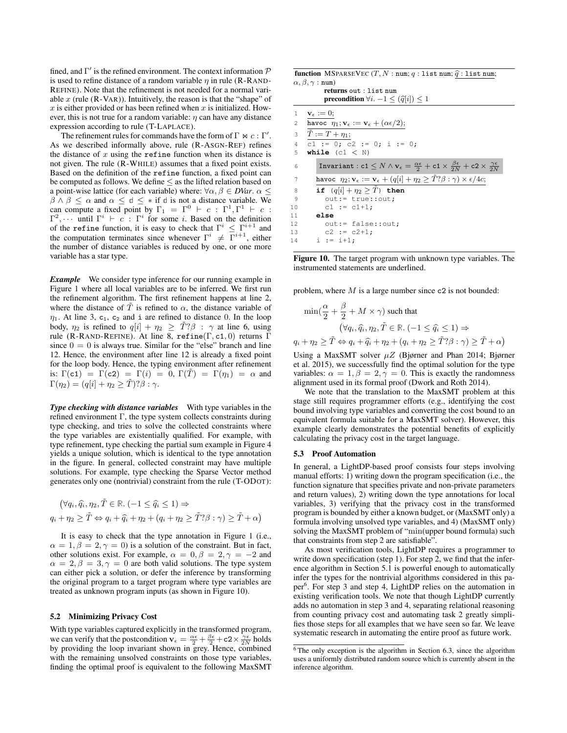fined, and $\Gamma'$ is the refined environment. The context information $\mathcal{P}$ is used to refine distance of a random variable $\eta$ in rule (R-RAND-REFINE). Note that the refinement is not needed for a normal variable $x$ (rule (R-VAR)). Intuitively, the reason is that the "shape" of $x$ is either provided or has been refined when $x$ is initialized. However, this is not true for a random variable: $\eta$ can have any distance expression according to rule (T-LAPLACE).

The refinement rules for commands have the form of $\Gamma \bowtie c : \Gamma'$. As we described informally above, rule (R-ASGN-REF) refines the distance of $x$ using the `refine` function when its distance is not given. The rule (R-WHILE) assumes that a fixed point exists. Based on the definition of the `refine` function, a fixed point can be computed as follows. We define $\leq$ as the lifted relation based on a point-wise lattice (for each variable) where: $\forall \alpha, \beta \in \mathit{DVar}.\ \alpha \leq \beta \wedge \beta \leq \alpha$ and $\alpha \leq \mathbb{d} \leq *$ if $\mathbb{d}$ is not a distance variable. We can compute a fixed point by $\Gamma_1 = \Gamma^0 \vdash c : \Gamma^1, \Gamma^1 \vdash c : \Gamma^2, \cdots$ until $\Gamma^i \vdash c : \Gamma^i$ for some $i$. Based on the definition of the `refine` function, it is easy to check that $\Gamma^i \leq \Gamma^{i+1}$ and the computation terminates since whenever $\Gamma^i \neq \Gamma^{i+1}$, either the number of distance variables is reduced by one, or one more variable has a star type.

***Example*** We consider type inference for our running example in Figure 1 where all local variables are to be inferred. We first run the refinement algorithm. The first refinement happens at line 2, where the distance of $\tilde{T}$ is refined to $\alpha$, the distance variable of $\eta_1$. At line 3, $c_1$, $c_2$ and i are refined to distance 0. In the loop body, $\eta_2$ is refined to $q[i] + \eta_2 \geq \tilde{T} ? \beta : \gamma$ at line 6, using rule (R-RAND-REFINE). At line 8, $\texttt{refine}(\Gamma, \texttt{c1}, 0)$ returns $\Gamma$ since $0 = 0$ is always true. Similar for the "else" branch and line 12. Hence, the environment after line 12 is already a fixed point for the loop body. Hence, the typing environment after refinement is: $\Gamma(\texttt{c1}) = \Gamma(\texttt{c2}) = \Gamma(i) = 0$, $\Gamma(\tilde{T}) = \Gamma(\eta_1) = \alpha$ and $\Gamma(\eta_2) = (q[i] + \eta_2 \geq \tilde{T}) ? \beta : \gamma$.

***Type checking with distance variables*** With type variables in the refined environment $\Gamma$, the type system collects constraints during type checking, and tries to solve the collected constraints where the type variables are existentially qualified. For example, with type refinement, type checking the partial sum example in Figure 4 yields a unique solution, which is identical to the type annotation in the figure. In general, collected constraint may have multiple solutions. For example, type checking the Sparse Vector method generates only one (nontrivial) constraint from the rule (T-ODOT):

$$\big(\forall q_i, \widehat{q}_i, \eta_2, \tilde{T} \in \mathbb{R}.\ (-1 \leq \widehat{q}_i \leq 1) \Rightarrow$$
$$q_i + \eta_2 \geq \tilde{T} \Leftrightarrow q_i + \widehat{q}_i + \eta_2 + (q_i + \eta_2 \geq \tilde{T} ? \beta : \gamma) \geq \tilde{T} + \alpha\big)$$

It is easy to check that the type annotation in Figure 1 (i.e., $\alpha = 1, \beta = 2, \gamma = 0$) is a solution of the constraint. But in fact, other solutions exist. For example, $\alpha = 0, \beta = 2, \gamma = -2$ and $\alpha = 2, \beta = 3, \gamma = 0$ are both valid solutions. The type system can either pick a solution, or defer the inference by transforming the original program to a target program where type variables are treated as unknown program inputs (as shown in Figure 10).

### 5.2 Minimizing Privacy Cost

With type variables captured explicitly in the transformed program, we can verify that the postcondition $\mathbf{v}_\epsilon = \frac{\alpha\epsilon}{2} + \frac{\beta\epsilon}{2} + \texttt{c2} \times \frac{\gamma\epsilon}{2N}$ holds by providing the loop invariant shown in grey. Hence, combined with the remaining unsolved constraints on those type variables, finding the optimal proof is equivalent to the following MaxSMT

**function** MSPARSEVEC ($T, N$ : num; $q$ : list num; $\widehat{q}$ : list num; $\alpha, \beta, \gamma$ : num)
  **returns** out : list num
  **precondition** $\forall i.\ -1 \leq (\widehat{q}[i]) \leq 1$

```
1   v_ε := 0;
2   havoc η1; v_ε := v_ε + (αε/2);
3   T̃ := T + η1;
4   c1 := 0; c2 := 0; i := 0;
5   while (c1 < N)
6     Invariant : c1 ≤ N ∧ v_ε = αε/2 + c1 × βε/(2N) + c2 × γε/(2N)
7     havoc η2; v_ε := v_ε + (q[i] + η2 ≥ T̃ ? β : γ) × ε/4c;
8     if (q[i] + η2 ≥ T̃) then
9       out:= true::out;
10      c1 := c1+1;
11    else
12      out:= false::out;
13      c2 := c2+1;
14    i := i+1;
```

**Figure 10.** The target program with unknown type variables. The instrumented statements are underlined.

problem, where $M$ is a large number since c2 is not bounded:

$$\min\left(\frac{\alpha}{2} + \frac{\beta}{2} + M \times \gamma\right) \text{ such that}$$
$$\big(\forall q_i, \widehat{q}_i, \eta_2, \tilde{T} \in \mathbb{R}.\ (-1 \leq \widehat{q}_i \leq 1) \Rightarrow$$
$$q_i + \eta_2 \geq \tilde{T} \Leftrightarrow q_i + \widehat{q}_i + \eta_2 + (q_i + \eta_2 \geq \tilde{T} ? \beta : \gamma) \geq \tilde{T} + \alpha\big)$$

Using a MaxSMT solver $\mu Z$ (Bjørner and Phan 2014; Bjørner et al. 2015), we successfully find the optimal solution for the type variables: $\alpha = 1, \beta = 2, \gamma = 0$. This is exactly the randomness alignment used in its formal proof (Dwork and Roth 2014).

We note that the translation to the MaxSMT problem at this stage still requires programmer efforts (e.g., identifying the cost bound involving type variables and converting the cost bound to an equivalent formula suitable for a MaxSMT solver). However, this example clearly demonstrates the potential benefits of explicitly calculating the privacy cost in the target language.

### 5.3 Proof Automation

In general, a LightDP-based proof consists four steps involving manual efforts: 1) writing down the program specification (i.e., the function signature that specifies private and non-private parameters and return values), 2) writing down the type annotations for local variables, 3) verifying that the privacy cost in the transformed program is bounded by either a known budget, or (MaxSMT only) a formula involving unsolved type variables, and 4) (MaxSMT only) solving the MaxSMT problem of "min(upper bound formula) such that constraints from step 2 are satisfiable".

As most verification tools, LightDP requires a programmer to write down specification (step 1). For step 2, we find that the inference algorithm in Section 5.1 is powerful enough to automatically infer the types for the nontrivial algorithms considered in this paper[6]. For step 3 and step 4, LightDP relies on the automation in existing verification tools. We note that though LightDP currently adds no automation in step 3 and 4, separating relational reasoning from counting privacy cost and automating task 2 greatly simplifies those steps for all examples that we have seen so far. We leave systematic research in automating the entire proof as future work.

[6] The only exception is the algorithm in Section 6.3, since the algorithm uses a uniformly distributed random source which is currently absent in the inference algorithm.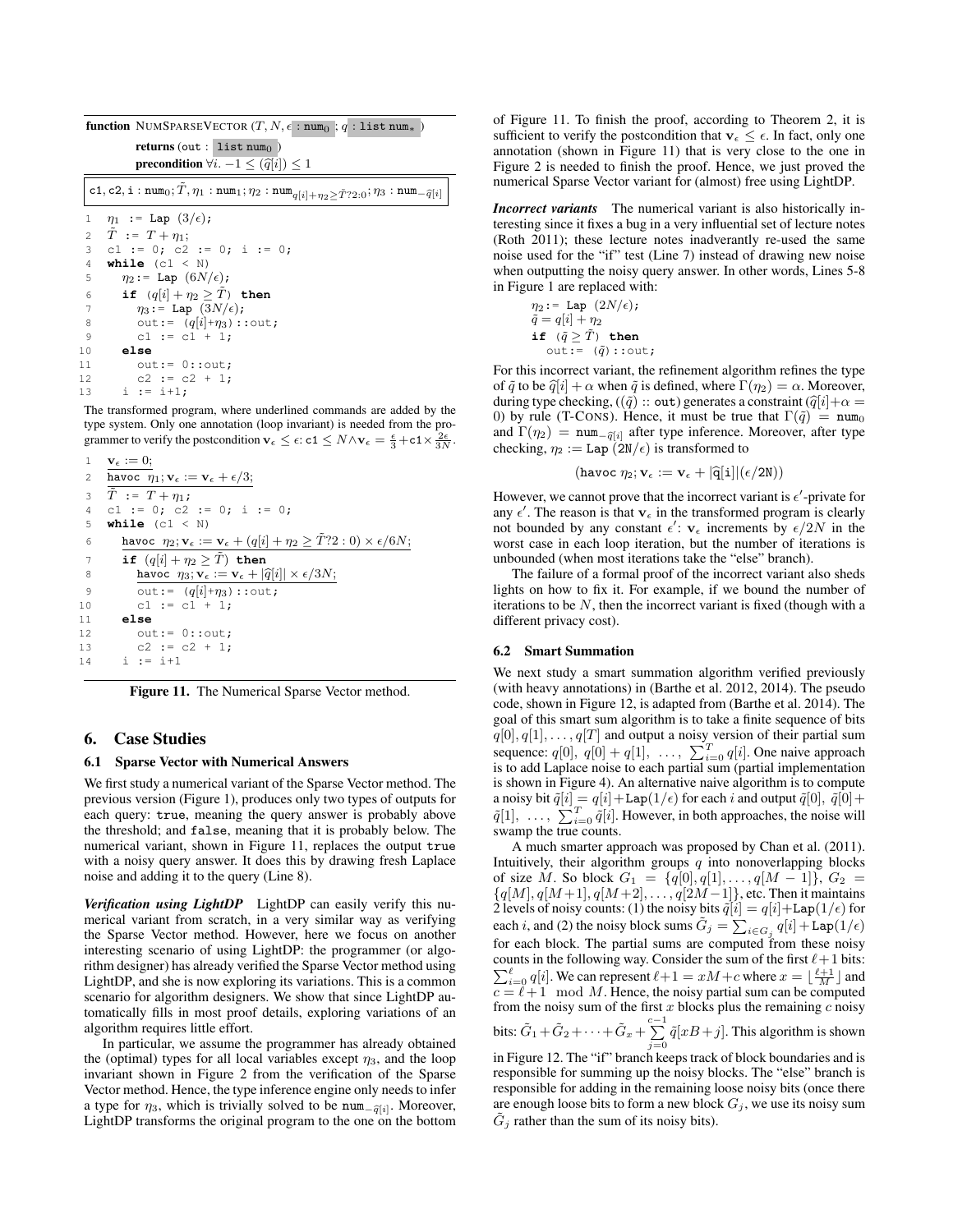**function** NumSparseVector $(T, N, \epsilon : \texttt{num}_0 ; q : \texttt{list num}_*)$

**returns** $(\texttt{out} : \texttt{list num}_0)$

**precondition** $\forall i. -1 \le (\widehat{q}[i]) \le 1$

$\texttt{c1}, \texttt{c2}, \texttt{i} : \texttt{num}_0; \tilde{T}, \eta_1 : \texttt{num}_1; \eta_2 : \texttt{num}_{q[i]+\eta_2 \ge \tilde{T}?2:0}; \eta_3 : \texttt{num}_{-\widehat{q}[i]}$

```
1   η1 := Lap (3/ε);
2   T̃ := T + η1;
3   c1 := 0; c2 := 0; i := 0;
4   while (c1 < N)
5     η2 := Lap (6N/ε);
6     if (q[i] + η2 ≥ T̃) then
7       η3 := Lap (3N/ε);
8       out:= (q[i]+η3)::out;
9       c1 := c1 + 1;
10    else
11      out:= 0::out;
12      c2 := c2 + 1;
13    i := i+1;
```

The transformed program, where underlined commands are added by the type system. Only one annotation (loop invariant) is needed from the programmer to verify the postcondition $\mathbf{v}_\epsilon \le \epsilon$: $\texttt{c1} \le N \wedge \mathbf{v}_\epsilon = \frac{\epsilon}{3} + \texttt{c1} \times \frac{2\epsilon}{3N}$.

```
1   v_ε := 0;
2   havoc η1; v_ε := v_ε + ε/3;
3   T̃ := T + η1;
4   c1 := 0; c2 := 0; i := 0;
5   while (c1 < N)
6     havoc η2; v_ε := v_ε + (q[i] + η2 ≥ T̃?2 : 0) × ε/6N;
7     if (q[i] + η2 ≥ T̃) then
8       havoc η3; v_ε := v_ε + |q̂[i]| × ε/3N;
9       out:= (q[i]+η3)::out;
10      c1 := c1 + 1;
11    else
12      out:= 0::out;
13      c2 := c2 + 1;
14    i := i+1
```

**Figure 11.** The Numerical Sparse Vector method.

## 6. Case Studies

### 6.1 Sparse Vector with Numerical Answers

We first study a numerical variant of the Sparse Vector method. The previous version (Figure 1), produces only two types of outputs for each query: true, meaning the query answer is probably above the threshold; and false, meaning that it is probably below. The numerical variant, shown in Figure 11, replaces the output true with a noisy query answer. It does this by drawing fresh Laplace noise and adding it to the query (Line 8).

***Verification using LightDP*** LightDP can easily verify this numerical variant from scratch, in a very similar way as verifying the Sparse Vector method. However, here we focus on another interesting scenario of using LightDP: the programmer (or algorithm designer) has already verified the Sparse Vector method using LightDP, and she is now exploring its variations. This is a common scenario for algorithm designers. We show that since LightDP automatically fills in most proof details, exploring variations of an algorithm requires little effort.

In particular, we assume the programmer has already obtained the (optimal) types for all local variables except $\eta_3$, and the loop invariant shown in Figure 2 from the verification of the Sparse Vector method. Hence, the type inference engine only needs to infer a type for $\eta_3$, which is trivially solved to be $\texttt{num}_{-\widehat{q}[i]}$. Moreover, LightDP transforms the original program to the one on the bottom of Figure 11. To finish the proof, according to Theorem 2, it is sufficient to verify the postcondition that $\mathbf{v}_\epsilon \le \epsilon$. In fact, only one annotation (shown in Figure 11) that is very close to the one in Figure 2 is needed to finish the proof. Hence, we just proved the numerical Sparse Vector variant for (almost) free using LightDP.

***Incorrect variants*** The numerical variant is also historically interesting since it fixes a bug in a very influential set of lecture notes (Roth 2011); these lecture notes inadverantly re-used the same noise used for the "if" test (Line 7) instead of drawing new noise when outputting the noisy query answer. In other words, Lines 5-8 in Figure 1 are replaced with:

```
η2 := Lap (2N/ε);
q̃ = q[i] + η2
if (q̃ ≥ T̃) then
  out:= (q̃)::out;
```

For this incorrect variant, the refinement algorithm refines the type of $\tilde{q}$ to be $\widehat{q}[i] + \alpha$ when $\tilde{q}$ is defined, where $\Gamma(\eta_2) = \alpha$. Moreover, during type checking, $((\tilde{q}) :: \texttt{out})$ generates a constraint $(\widehat{q}[i] + \alpha = 0)$ by rule (T-Cons). Hence, it must be true that $\Gamma(\tilde{q}) = \texttt{num}_0$ and $\Gamma(\eta_2) = \texttt{num}_{-\widehat{q}[i]}$ after type inference. Moreover, after type checking, $\eta_2 := \texttt{Lap}\ (2N/\epsilon)$ is transformed to

$$(\texttt{havoc}\ \eta_2; \mathbf{v}_\epsilon := \mathbf{v}_\epsilon + |\widehat{\texttt{q}}[\texttt{i}]|(\epsilon/2\texttt{N}))$$

However, we cannot prove that the incorrect variant is $\epsilon'$-private for any $\epsilon'$. The reason is that $\mathbf{v}_\epsilon$ in the transformed program is clearly not bounded by any constant $\epsilon'$: $\mathbf{v}_\epsilon$ increments by $\epsilon/2N$ in the worst case in each loop iteration, but the number of iterations is unbounded (when most iterations take the "else" branch).

The failure of a formal proof of the incorrect variant also sheds lights on how to fix it. For example, if we bound the number of iterations to be $N$, then the incorrect variant is fixed (though with a different privacy cost).

### 6.2 Smart Summation

We next study a smart summation algorithm verified previously (with heavy annotations) in (Barthe et al. 2012, 2014). The pseudo code, shown in Figure 12, is adapted from (Barthe et al. 2014). The goal of this smart sum algorithm is to take a finite sequence of bits $q[0], q[1], \dots, q[T]$ and output a noisy version of their partial sum sequence: $q[0],\ q[0] + q[1],\ \dots,\ \sum_{i=0}^{T} q[i]$. One naive approach is to add Laplace noise to each partial sum (partial implementation is shown in Figure 4). An alternative naive algorithm is to compute a noisy bit $\tilde{q}[i] = q[i] + \texttt{Lap}(1/\epsilon)$ for each $i$ and output $\tilde{q}[0],\ \tilde{q}[0] + \tilde{q}[1],\ \dots,\ \sum_{i=0}^{T} \tilde{q}[i]$. However, in both approaches, the noise will swamp the true counts.

A much smarter approach was proposed by Chan et al. (2011). Intuitively, their algorithm groups $q$ into nonoverlapping blocks of size $M$. So block $G_1 = \{q[0], q[1], \dots, q[M-1]\}$, $G_2 = \{q[M], q[M+1], q[M+2], \dots, q[2M-1]\}$, etc. Then it maintains 2 levels of noisy counts: (1) the noisy bits $\tilde{q}[i] = q[i] + \texttt{Lap}(1/\epsilon)$ for each $i$, and (2) the noisy block sums $\tilde{G}_j = \sum_{i \in G_j} q[i] + \texttt{Lap}(1/\epsilon)$ for each block. The partial sums are computed from these noisy counts in the following way. Consider the sum of the first $\ell+1$ bits: $\sum_{i=0}^{\ell} q[i]$. We can represent $\ell + 1 = xM + c$ where $x = \lfloor \frac{\ell+1}{M} \rfloor$ and $c = \ell + 1 \mod M$. Hence, the noisy partial sum can be computed from the noisy sum of the first $x$ blocks plus the remaining $c$ noisy bits: $\tilde{G}_1 + \tilde{G}_2 + \dots + \tilde{G}_x + \sum_{j=0}^{c-1} \tilde{q}[xB+j]$. This algorithm is shown in Figure 12. The "if" branch keeps track of block boundaries and is responsible for summing up the noisy blocks. The "else" branch is responsible for adding in the remaining loose noisy bits (once there are enough loose bits to form a new block $G_j$, we use its noisy sum $\tilde{G}_j$ rather than the sum of its noisy bits).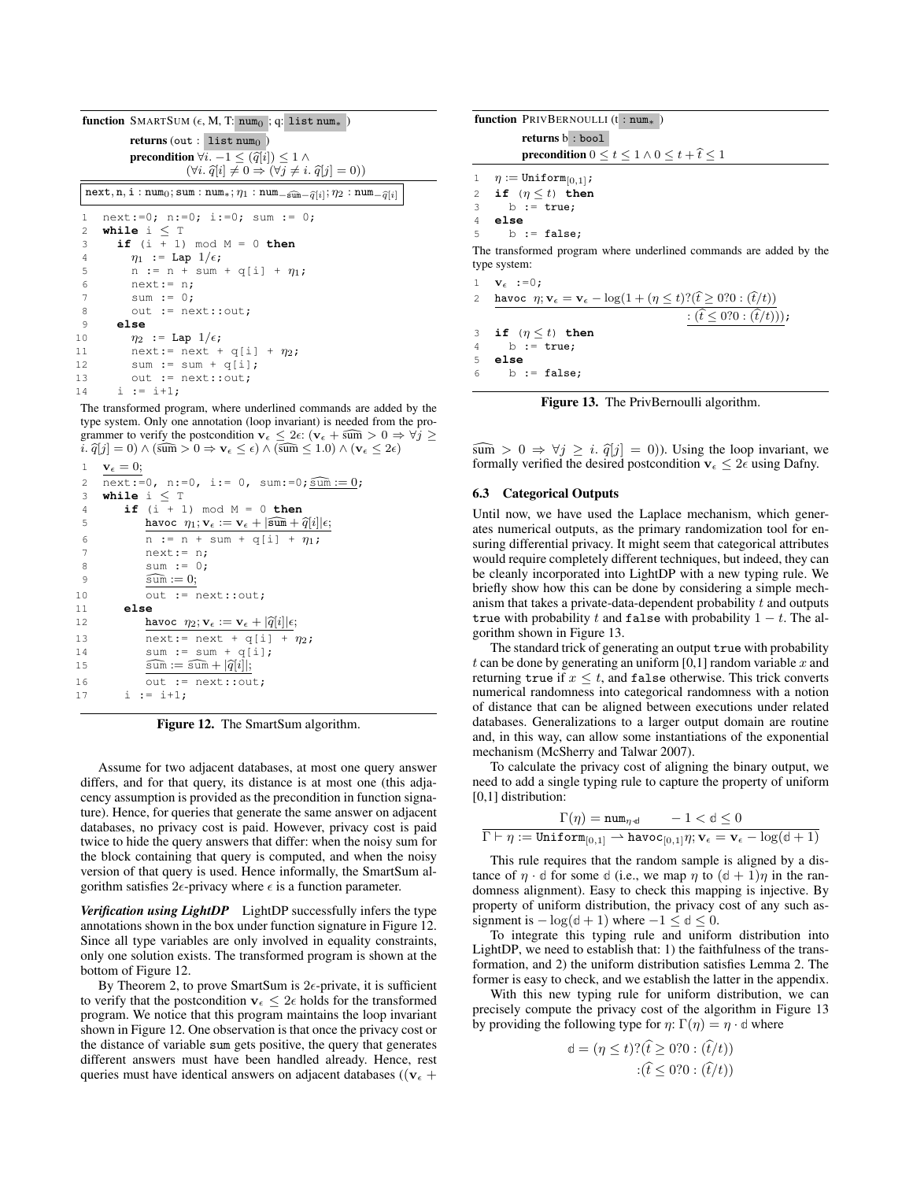**function** SMARTSUM ($\epsilon$, M, T: $\texttt{num}_0$ ; q: $\texttt{list num}_*$ )

**returns** (out : $\texttt{list num}_0$ )

**precondition** $\forall i.\ -1 \leq (\widehat{q}[i]) \leq 1 \wedge$
$(\forall i.\ \widehat{q}[i] \neq 0 \Rightarrow (\forall j \neq i.\ \widehat{q}[j] = 0))$

$\texttt{next}, \texttt{n}, \texttt{i} : \texttt{num}_0; \texttt{sum} : \texttt{num}_*; \eta_1 : \texttt{num}_{-\widehat{\texttt{sum}}-\widehat{q}[i]}; \eta_2 : \texttt{num}_{-\widehat{q}[i]}$

```
1   next:=0; n:=0; i:=0; sum := 0;
2   while i ≤ T
3     if (i + 1) mod M = 0 then
4       η1 := Lap 1/ϵ;
5       n := n + sum + q[i] + η1;
6       next:= n;
7       sum := 0;
8       out := next::out;
9     else
10      η2 := Lap 1/ϵ;
11      next:= next + q[i] + η2;
12      sum := sum + q[i];
13      out := next::out;
14    i := i+1;
```

The transformed program, where underlined commands are added by the type system. Only one annotation (loop invariant) is needed from the programmer to verify the postcondition $\mathbf{v}_\epsilon \leq 2\epsilon$: $(\mathbf{v}_\epsilon + \widehat{\texttt{sum}} > 0 \Rightarrow \forall j \geq i.\ \widehat{q}[j] = 0) \wedge (\widehat{\texttt{sum}} > 0 \Rightarrow \mathbf{v}_\epsilon \leq \epsilon) \wedge (\widehat{\texttt{sum}} \leq 1.0) \wedge (\mathbf{v}_\epsilon \leq 2\epsilon)$

```
1   v_ϵ = 0;
2   next:=0, n:=0, i:= 0, sum:=0; sum^ := 0;
3   while i ≤ T
4     if (i + 1) mod M = 0 then
5       havoc η1; v_ϵ := v_ϵ + |sum^ + q^[i]|ϵ;
6       n := n + sum + q[i] + η1;
7       next:= n;
8       sum := 0;
9       sum^ := 0;
10      out := next::out;
11    else
12      havoc η2; v_ϵ := v_ϵ + |q^[i]|ϵ;
13      next:= next + q[i] + η2;
14      sum := sum + q[i];
15      sum^ := sum^ + |q^[i]|;
16      out := next::out;
17    i := i+1;
```

**Figure 12.** The SmartSum algorithm.

Assume for two adjacent databases, at most one query answer differs, and for that query, its distance is at most one (this adjacency assumption is provided as the precondition in function signature). Hence, for queries that generate the same answer on adjacent databases, no privacy cost is paid. However, privacy cost is paid twice to hide the query answers that differ: when the noisy sum for the block containing that query is computed, and when the noisy version of that query is used. Hence informally, the SmartSum algorithm satisfies $2\epsilon$-privacy where $\epsilon$ is a function parameter.

***Verification using LightDP*** LightDP successfully infers the type annotations shown in the box under function signature in Figure 12. Since all type variables are only involved in equality constraints, only one solution exists. The transformed program is shown at the bottom of Figure 12.

By Theorem 2, to prove SmartSum is $2\epsilon$-private, it is sufficient to verify that the postcondition $\mathbf{v}_\epsilon \leq 2\epsilon$ holds for the transformed program. We notice that this program maintains the loop invariant shown in Figure 12. One observation is that once the privacy cost or the distance of variable sum gets positive, the query that generates different answers must have been handled already. Hence, rest queries must have identical answers on adjacent databases ($(\mathbf{v}_\epsilon + \widehat{\texttt{sum}} > 0 \Rightarrow \forall j \geq i.\ \widehat{q}[j] = 0)$). Using the loop invariant, we formally verified the desired postcondition $\mathbf{v}_\epsilon \leq 2\epsilon$ using Dafny.

**function** PRIVBERNOULLI (t : $\texttt{num}_*$ )

**returns** b : $\texttt{bool}$

**precondition** $0 \leq t \leq 1 \wedge 0 \leq t + \widehat{t} \leq 1$

```
1   η := Uniform[0,1];
2   if (η ≤ t) then
3     b := true;
4   else
5     b := false;
```

The transformed program where underlined commands are added by the type system:

```
1   v_ϵ := 0;
2   havoc η; v_ϵ = v_ϵ − log(1 + (η ≤ t)?(t^ ≥ 0?0 : (t^/t))
                                        : (t^ ≤ 0?0 : (t^/t)));
3   if (η ≤ t) then
4     b := true;
5   else
6     b := false;
```

**Figure 13.** The PrivBernoulli algorithm.

### 6.3 Categorical Outputs

Until now, we have used the Laplace mechanism, which generates numerical outputs, as the primary randomization tool for ensuring differential privacy. It might seem that categorical attributes would require completely different techniques, but indeed, they can be cleanly incorporated into LightDP with a new typing rule. We briefly show how this can be done by considering a simple mechanism that takes a private-data-dependent probability $t$ and outputs true with probability $t$ and false with probability $1 - t$. The algorithm shown in Figure 13.

The standard trick of generating an output true with probability $t$ can be done by generating an uniform [0,1] random variable $x$ and returning true if $x \leq t$, and false otherwise. This trick converts numerical randomness into categorical randomness with a notion of distance that can be aligned between executions under related databases. Generalizations to a larger output domain are routine and, in this way, can allow some instantiations of the exponential mechanism (McSherry and Talwar 2007).

To calculate the privacy cost of aligning the binary output, we need to add a single typing rule to capture the property of uniform [0,1] distribution:

$$\frac{\Gamma(\eta) = \texttt{num}_{\eta \cdot \mathbb{d}} \qquad -1 < \mathbb{d} \leq 0}{\Gamma \vdash \eta := \texttt{Uniform}_{[0,1]} \rightharpoonup \texttt{havoc}_{[0,1]}\eta; \mathbf{v}_\epsilon = \mathbf{v}_\epsilon - \log(\mathbb{d} + 1)}$$

This rule requires that the random sample is aligned by a distance of $\eta \cdot \mathbb{d}$ for some $\mathbb{d}$ (i.e., we map $\eta$ to $(\mathbb{d} + 1)\eta$ in the randomness alignment). Easy to check this mapping is injective. By property of uniform distribution, the privacy cost of any such assignment is $-\log(\mathbb{d} + 1)$ where $-1 \leq \mathbb{d} \leq 0$.

To integrate this typing rule and uniform distribution into LightDP, we need to establish that: 1) the faithfulness of the transformation, and 2) the uniform distribution satisfies Lemma 2. The former is easy to check, and we establish the latter in the appendix.

With this new typing rule for uniform distribution, we can precisely compute the privacy cost of the algorithm in Figure 13 by providing the following type for $\eta$: $\Gamma(\eta) = \eta \cdot \mathbb{d}$ where

$$\mathbb{d} = (\eta \leq t)?(\widehat{t} \geq 0?0 : (\widehat{t}/t)) \\ :(\widehat{t} \leq 0?0 : (\widehat{t}/t))$$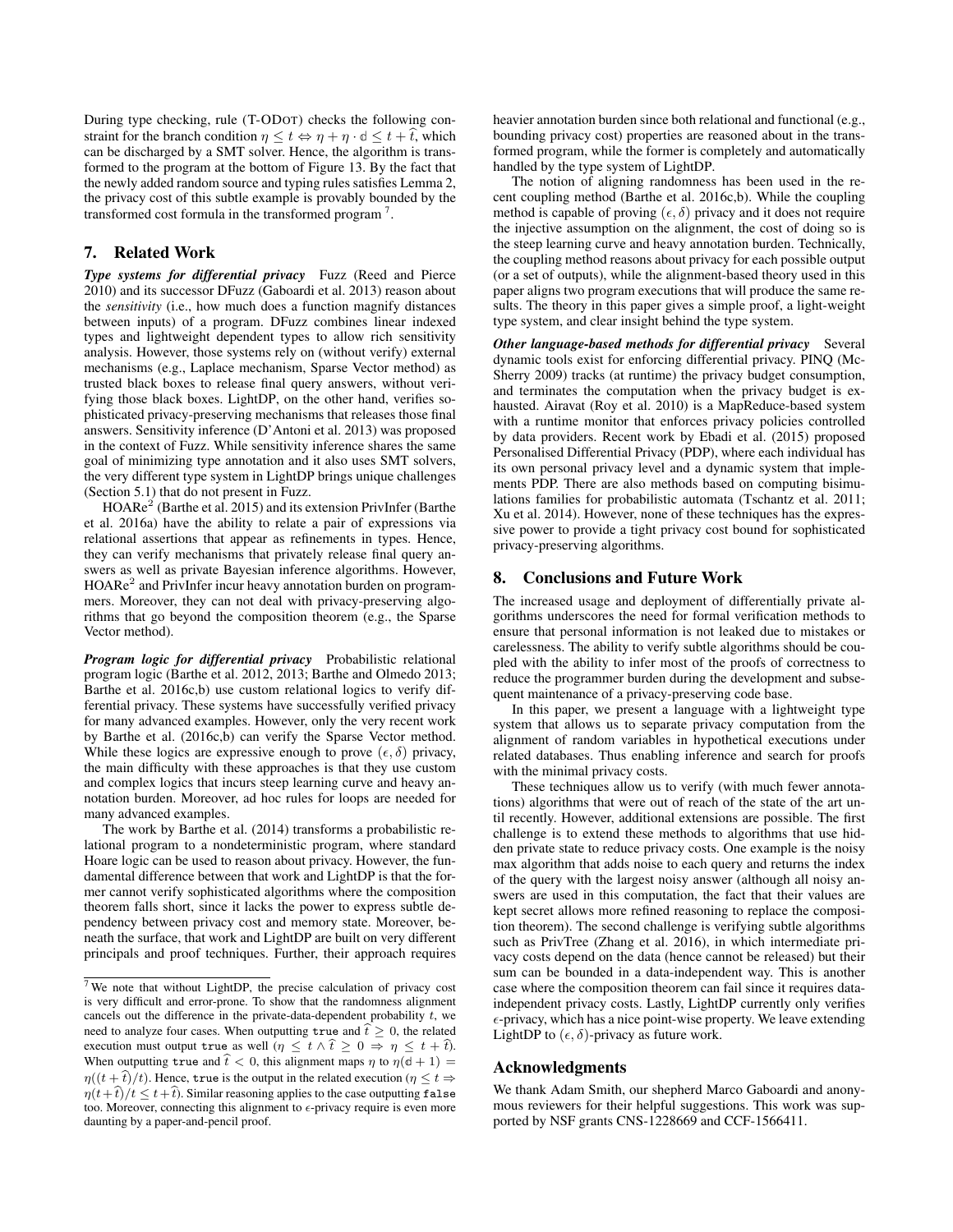During type checking, rule (T-ODOT) checks the following constraint for the branch condition $\eta \leq t \Leftrightarrow \eta + \eta \cdot \mathbb{d} \leq t + \widehat{t}$, which can be discharged by a SMT solver. Hence, the algorithm is transformed to the program at the bottom of Figure 13. By the fact that the newly added random source and typing rules satisfies Lemma 2, the privacy cost of this subtle example is provably bounded by the transformed cost formula in the transformed program [7].

## 7. Related Work

***Type systems for differential privacy*** Fuzz (Reed and Pierce 2010) and its successor DFuzz (Gaboardi et al. 2013) reason about the *sensitivity* (i.e., how much does a function magnify distances between inputs) of a program. DFuzz combines linear indexed types and lightweight dependent types to allow rich sensitivity analysis. However, those systems rely on (without verify) external mechanisms (e.g., Laplace mechanism, Sparse Vector method) as trusted black boxes to release final query answers, without verifying those black boxes. LightDP, on the other hand, verifies sophisticated privacy-preserving mechanisms that releases those final answers. Sensitivity inference (D'Antoni et al. 2013) was proposed in the context of Fuzz. While sensitivity inference shares the same goal of minimizing type annotation and it also uses SMT solvers, the very different type system in LightDP brings unique challenges (Section 5.1) that do not present in Fuzz.

HOARe$^2$ (Barthe et al. 2015) and its extension PrivInfer (Barthe et al. 2016a) have the ability to relate a pair of expressions via relational assertions that appear as refinements in types. Hence, they can verify mechanisms that privately release final query answers as well as private Bayesian inference algorithms. However, HOARe$^2$ and PrivInfer incur heavy annotation burden on programmers. Moreover, they can not deal with privacy-preserving algorithms that go beyond the composition theorem (e.g., the Sparse Vector method).

***Program logic for differential privacy*** Probabilistic relational program logic (Barthe et al. 2012, 2013; Barthe and Olmedo 2013; Barthe et al. 2016c,b) use custom relational logics to verify differential privacy. These systems have successfully verified privacy for many advanced examples. However, only the very recent work by Barthe et al. (2016c,b) can verify the Sparse Vector method. While these logics are expressive enough to prove $(\epsilon, \delta)$ privacy, the main difficulty with these approaches is that they use custom and complex logics that incurs steep learning curve and heavy annotation burden. Moreover, ad hoc rules for loops are needed for many advanced examples.

The work by Barthe et al. (2014) transforms a probabilistic relational program to a nondeterministic program, where standard Hoare logic can be used to reason about privacy. However, the fundamental difference between that work and LightDP is that the former cannot verify sophisticated algorithms where the composition theorem falls short, since it lacks the power to express subtle dependency between privacy cost and memory state. Moreover, beneath the surface, that work and LightDP are built on very different principals and proof techniques. Further, their approach requires heavier annotation burden since both relational and functional (e.g., bounding privacy cost) properties are reasoned about in the transformed program, while the former is completely and automatically handled by the type system of LightDP.

The notion of aligning randomness has been used in the recent coupling method (Barthe et al. 2016c,b). While the coupling method is capable of proving $(\epsilon, \delta)$ privacy and it does not require the injective assumption on the alignment, the cost of doing so is the steep learning curve and heavy annotation burden. Technically, the coupling method reasons about privacy for each possible output (or a set of outputs), while the alignment-based theory used in this paper aligns two program executions that will produce the same results. The theory in this paper gives a simple proof, a light-weight type system, and clear insight behind the type system.

***Other language-based methods for differential privacy*** Several dynamic tools exist for enforcing differential privacy. PINQ (McSherry 2009) tracks (at runtime) the privacy budget consumption, and terminates the computation when the privacy budget is exhausted. Airavat (Roy et al. 2010) is a MapReduce-based system with a runtime monitor that enforces privacy policies controlled by data providers. Recent work by Ebadi et al. (2015) proposed Personalised Differential Privacy (PDP), where each individual has its own personal privacy level and a dynamic system that implements PDP. There are also methods based on computing bisimulations families for probabilistic automata (Tschantz et al. 2011; Xu et al. 2014). However, none of these techniques has the expressive power to provide a tight privacy cost bound for sophisticated privacy-preserving algorithms.

## 8. Conclusions and Future Work

The increased usage and deployment of differentially private algorithms underscores the need for formal verification methods to ensure that personal information is not leaked due to mistakes or carelessness. The ability to verify subtle algorithms should be coupled with the ability to infer most of the proofs of correctness to reduce the programmer burden during the development and subsequent maintenance of a privacy-preserving code base.

In this paper, we present a language with a lightweight type system that allows us to separate privacy computation from the alignment of random variables in hypothetical executions under related databases. Thus enabling inference and search for proofs with the minimal privacy costs.

These techniques allow us to verify (with much fewer annotations) algorithms that were out of reach of the state of the art until recently. However, additional extensions are possible. The first challenge is to extend these methods to algorithms that use hidden private state to reduce privacy costs. One example is the noisy max algorithm that adds noise to each query and returns the index of the query with the largest noisy answer (although all noisy answers are used in this computation, the fact that their values are kept secret allows more refined reasoning to replace the composition theorem). The second challenge is verifying subtle algorithms such as PrivTree (Zhang et al. 2016), in which intermediate privacy costs depend on the data (hence cannot be released) but their sum can be bounded in a data-independent way. This is another case where the composition theorem can fail since it requires data-independent privacy costs. Lastly, LightDP currently only verifies $\epsilon$-privacy, which has a nice point-wise property. We leave extending LightDP to $(\epsilon, \delta)$-privacy as future work.

## Acknowledgments

We thank Adam Smith, our shepherd Marco Gaboardi and anonymous reviewers for their helpful suggestions. This work was supported by NSF grants CNS-1228669 and CCF-1566411.

---

[7] We note that without LightDP, the precise calculation of privacy cost is very difficult and error-prone. To show that the randomness alignment cancels out the difference in the private-data-dependent probability $t$, we need to analyze four cases. When outputting `true` and $\widehat{t} \geq 0$, the related execution must output `true` as well ($\eta \leq t \wedge \widehat{t} \geq 0 \Rightarrow \eta \leq t + \widehat{t}$). When outputting `true` and $\widehat{t} < 0$, this alignment maps $\eta$ to $\eta(\mathbb{d} + 1) = \eta((t + \widehat{t})/t)$. Hence, `true` is the output in the related execution ($\eta \leq t \Rightarrow \eta(t + \widehat{t})/t \leq t + \widehat{t}$). Similar reasoning applies to the case outputting `false` too. Moreover, connecting this alignment to $\epsilon$-privacy require is even more daunting by a paper-and-pencil proof.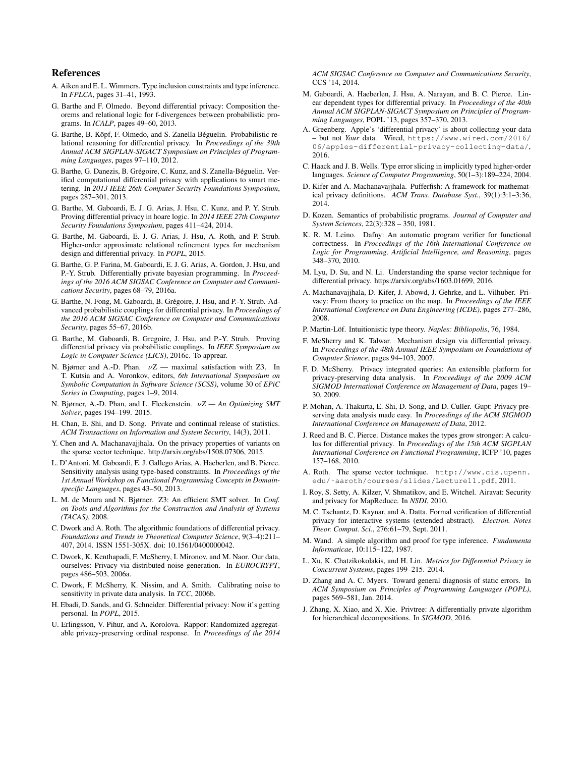## References

A. Aiken and E. L. Wimmers. Type inclusion constraints and type inference. In *FPLCA*, pages 31–41, 1993.

G. Barthe and F. Olmedo. Beyond differential privacy: Composition theorems and relational logic for f-divergences between probabilistic programs. In *ICALP*, pages 49–60, 2013.

G. Barthe, B. Köpf, F. Olmedo, and S. Zanella Béguelin. Probabilistic relational reasoning for differential privacy. In *Proceedings of the 39th Annual ACM SIGPLAN-SIGACT Symposium on Principles of Programming Languages*, pages 97–110, 2012.

G. Barthe, G. Danezis, B. Grégoire, C. Kunz, and S. Zanella-Béguelin. Verified computational differential privacy with applications to smart metering. In *2013 IEEE 26th Computer Security Foundations Symposium*, pages 287–301, 2013.

G. Barthe, M. Gaboardi, E. J. G. Arias, J. Hsu, C. Kunz, and P. Y. Strub. Proving differential privacy in hoare logic. In *2014 IEEE 27th Computer Security Foundations Symposium*, pages 411–424, 2014.

G. Barthe, M. Gaboardi, E. J. G. Arias, J. Hsu, A. Roth, and P. Strub. Higher-order approximate relational refinement types for mechanism design and differential privacy. In *POPL*, 2015.

G. Barthe, G. P. Farina, M. Gaboardi, E. J. G. Arias, A. Gordon, J. Hsu, and P.-Y. Strub. Differentially private bayesian programming. In *Proceedings of the 2016 ACM SIGSAC Conference on Computer and Communications Security*, pages 68–79, 2016a.

G. Barthe, N. Fong, M. Gaboardi, B. Grégoire, J. Hsu, and P.-Y. Strub. Advanced probabilistic couplings for differential privacy. In *Proceedings of the 2016 ACM SIGSAC Conference on Computer and Communications Security*, pages 55–67, 2016b.

G. Barthe, M. Gaboardi, B. Gregoire, J. Hsu, and P.-Y. Strub. Proving differential privacy via probabilistic couplings. In *IEEE Symposium on Logic in Computer Science (LICS)*, 2016c. To appear.

N. Bjørner and A.-D. Phan. $\nu Z$ — maximal satisfaction with Z3. In T. Kutsia and A. Voronkov, editors, *6th International Symposium on Symbolic Computation in Software Science (SCSS)*, volume 30 of *EPiC Series in Computing*, pages 1–9, 2014.

N. Bjørner, A.-D. Phan, and L. Fleckenstein. *$\nu Z$ — An Optimizing SMT Solver*, pages 194–199. 2015.

H. Chan, E. Shi, and D. Song. Private and continual release of statistics. *ACM Transactions on Information and System Security*, 14(3), 2011.

Y. Chen and A. Machanavajjhala. On the privacy properties of variants on the sparse vector technique. http://arxiv.org/abs/1508.07306, 2015.

L. D'Antoni, M. Gaboardi, E. J. Gallego Arias, A. Haeberlen, and B. Pierce. Sensitivity analysis using type-based constraints. In *Proceedings of the 1st Annual Workshop on Functional Programming Concepts in Domain-specific Languages*, pages 43–50, 2013.

L. M. de Moura and N. Bjørner. Z3: An efficient SMT solver. In *Conf. on Tools and Algorithms for the Construction and Analysis of Systems (TACAS)*, 2008.

C. Dwork and A. Roth. The algorithmic foundations of differential privacy. *Foundations and Trends in Theoretical Computer Science*, 9(3–4):211–407, 2014. ISSN 1551-305X. doi: 10.1561/0400000042.

C. Dwork, K. Kenthapadi, F. McSherry, I. Mironov, and M. Naor. Our data, ourselves: Privacy via distributed noise generation. In *EUROCRYPT*, pages 486–503, 2006a.

C. Dwork, F. McSherry, K. Nissim, and A. Smith. Calibrating noise to sensitivity in private data analysis. In *TCC*, 2006b.

H. Ebadi, D. Sands, and G. Schneider. Differential privacy: Now it's getting personal. In *POPL*, 2015.

U. Erlingsson, V. Pihur, and A. Korolova. Rappor: Randomized aggregatable privacy-preserving ordinal response. In *Proceedings of the 2014 ACM SIGSAC Conference on Computer and Communications Security*, CCS '14, 2014.

M. Gaboardi, A. Haeberlen, J. Hsu, A. Narayan, and B. C. Pierce. Linear dependent types for differential privacy. In *Proceedings of the 40th Annual ACM SIGPLAN-SIGACT Symposium on Principles of Programming Languages*, POPL '13, pages 357–370, 2013.

A. Greenberg. Apple's 'differential privacy' is about collecting your data – but not *Your* data. Wired, https://www.wired.com/2016/06/apples-differential-privacy-collecting-data/, 2016.

C. Haack and J. B. Wells. Type error slicing in implicitly typed higher-order languages. *Science of Computer Programming*, 50(1–3):189–224, 2004.

D. Kifer and A. Machanavajjhala. Pufferfish: A framework for mathematical privacy definitions. *ACM Trans. Database Syst.*, 39(1):3:1–3:36, 2014.

D. Kozen. Semantics of probabilistic programs. *Journal of Computer and System Sciences*, 22(3):328 – 350, 1981.

K. R. M. Leino. Dafny: An automatic program verifier for functional correctness. In *Proceedings of the 16th International Conference on Logic for Programming, Artificial Intelligence, and Reasoning*, pages 348–370, 2010.

M. Lyu, D. Su, and N. Li. Understanding the sparse vector technique for differential privacy. https://arxiv.org/abs/1603.01699, 2016.

A. Machanavajjhala, D. Kifer, J. Abowd, J. Gehrke, and L. Vilhuber. Privacy: From theory to practice on the map. In *Proceedings of the IEEE International Conference on Data Engineering (ICDE)*, pages 277–286, 2008.

P. Martin-Löf. Intuitionistic type theory. *Naples: Bibliopolis*, 76, 1984.

F. McSherry and K. Talwar. Mechanism design via differential privacy. In *Proceedings of the 48th Annual IEEE Symposium on Foundations of Computer Science*, pages 94–103, 2007.

F. D. McSherry. Privacy integrated queries: An extensible platform for privacy-preserving data analysis. In *Proceedings of the 2009 ACM SIGMOD International Conference on Management of Data*, pages 19–30, 2009.

P. Mohan, A. Thakurta, E. Shi, D. Song, and D. Culler. Gupt: Privacy preserving data analysis made easy. In *Proceedings of the ACM SIGMOD International Conference on Management of Data*, 2012.

J. Reed and B. C. Pierce. Distance makes the types grow stronger: A calculus for differential privacy. In *Proceedings of the 15th ACM SIGPLAN International Conference on Functional Programming*, ICFP '10, pages 157–168, 2010.

A. Roth. The sparse vector technique. http://www.cis.upenn.edu/~aaroth/courses/slides/Lecture11.pdf, 2011.

I. Roy, S. Setty, A. Kilzer, V. Shmatikov, and E. Witchel. Airavat: Security and privacy for MapReduce. In *NSDI*, 2010.

M. C. Tschantz, D. Kaynar, and A. Datta. Formal verification of differential privacy for interactive systems (extended abstract). *Electron. Notes Theor. Comput. Sci.*, 276:61–79, Sept. 2011.

M. Wand. A simple algorithm and proof for type inference. *Fundamenta Informaticae*, 10:115–122, 1987.

L. Xu, K. Chatzikokolakis, and H. Lin. *Metrics for Differential Privacy in Concurrent Systems*, pages 199–215. 2014.

D. Zhang and A. C. Myers. Toward general diagnosis of static errors. In *ACM Symposium on Principles of Programming Languages (POPL)*, pages 569–581, Jan. 2014.

J. Zhang, X. Xiao, and X. Xie. Privtree: A differentially private algorithm for hierarchical decompositions. In *SIGMOD*, 2016.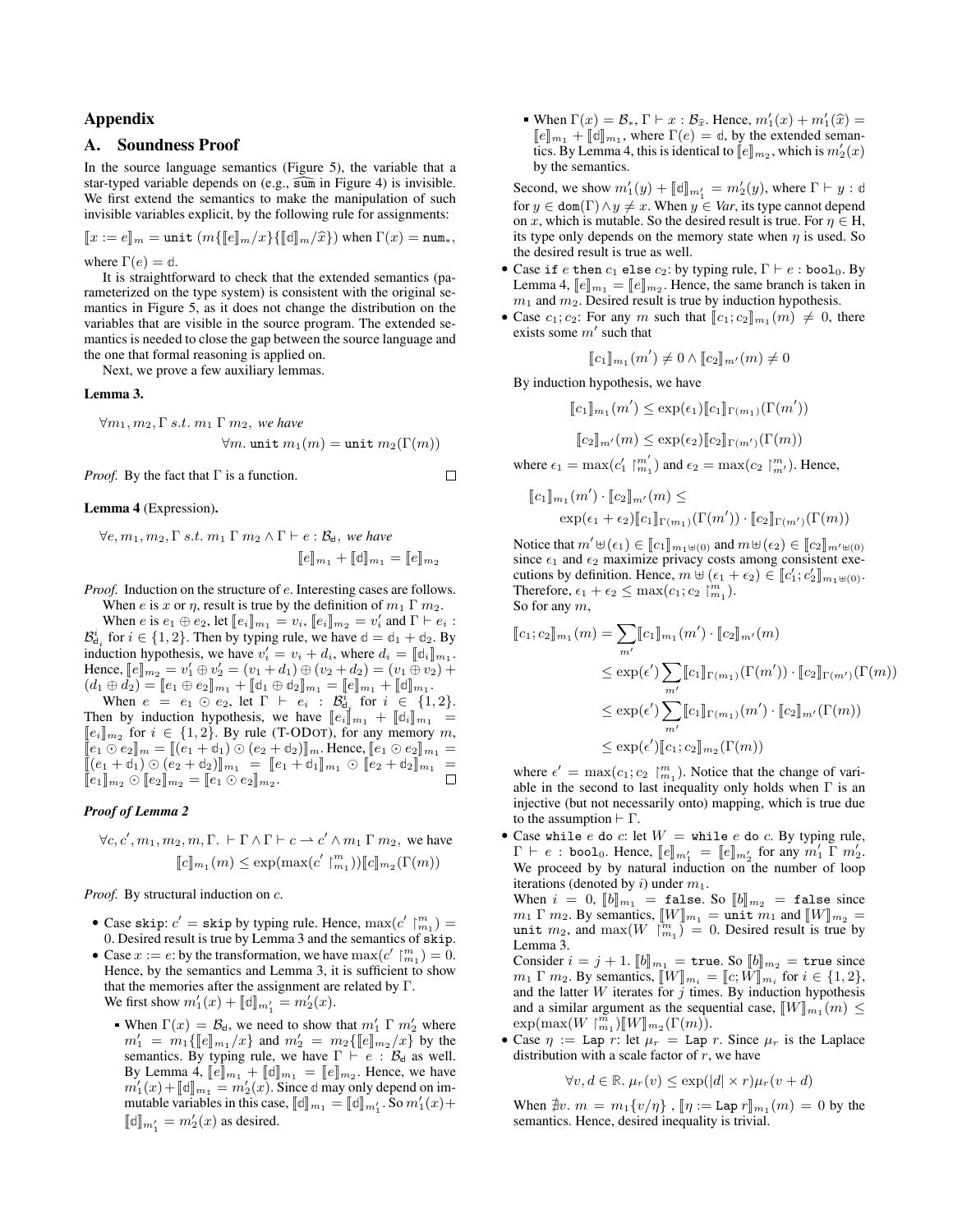## Appendix

## A. Soundness Proof

In the source language semantics (Figure 5), the variable that a star-typed variable depends on (e.g., $\widehat{\text{sum}}$ in Figure 4) is invisible. We first extend the semantics to make the manipulation of such invisible variables explicit, by the following rule for assignments:

$$[\![x := e]\!]_m = \texttt{unit}\ (m\{[\![e]\!]_m/x\}\{[\![\mathbb{d}]\!]_m/\widehat{x}\}) \text{ when } \Gamma(x) = \texttt{num}_*,$$

where $\Gamma(e) = \mathbb{d}$.

It is straightforward to check that the extended semantics (parameterized on the type system) is consistent with the original semantics in Figure 5, as it does not change the distribution on the variables that are visible in the source program. The extended semantics is needed to close the gap between the source language and the one that formal reasoning is applied on.

Next, we prove a few auxiliary lemmas.

**Lemma 3.**

$$\forall m_1, m_2, \Gamma \; s.t. \; m_1 \; \Gamma \; m_2, \textit{ we have}$$
$$\forall m. \; \texttt{unit}\ m_1(m) = \texttt{unit}\ m_2(\Gamma(m))$$

*Proof.* By the fact that $\Gamma$ is a function. $\square$

**Lemma 4** (Expression)**.**

$$\forall e, m_1, m_2, \Gamma \; s.t. \; m_1 \; \Gamma \; m_2 \wedge \Gamma \vdash e : \mathcal{B}_{\mathbb{d}}, \textit{ we have}$$
$$[\![e]\!]_{m_1} + [\![\mathbb{d}]\!]_{m_1} = [\![e]\!]_{m_2}$$

*Proof.* Induction on the structure of $e$. Interesting cases are follows.

When $e$ is $x$ or $\eta$, result is true by the definition of $m_1 \; \Gamma \; m_2$.

When $e$ is $e_1 \oplus e_2$, let $[\![e_i]\!]_{m_1} = v_i$, $[\![e_i]\!]_{m_2} = v_i'$ and $\Gamma \vdash e_i : \mathcal{B}^i_{\mathbb{d}_i}$ for $i \in \{1, 2\}$. Then by typing rule, we have $\mathbb{d} = \mathbb{d}_1 + \mathbb{d}_2$. By induction hypothesis, we have $v_i' = v_i + d_i$, where $d_i = [\![\mathbb{d}_i]\!]_{m_1}$. Hence, $[\![e]\!]_{m_2} = v_1' \oplus v_2' = (v_1 + d_1) \oplus (v_2 + d_2) = (v_1 \oplus v_2) + (d_1 \oplus d_2) = [\![e_1 \oplus e_2]\!]_{m_1} + [\![\mathbb{d}_1 \oplus \mathbb{d}_2]\!]_{m_1} = [\![e]\!]_{m_1} + [\![\mathbb{d}]\!]_{m_1}$.

When $e = e_1 \odot e_2$, let $\Gamma \vdash e_i : \mathcal{B}^i_{\mathbb{d}_i}$ for $i \in \{1, 2\}$. Then by induction hypothesis, we have $[\![e_i]\!]_{m_1} + [\![\mathbb{d}_i]\!]_{m_1} = [\![e_i]\!]_{m_2}$ for $i \in \{1, 2\}$. By rule (T-ODOT), for any memory $m$, $[\![e_1 \odot e_2]\!]_m = [\![(e_1 + \mathbb{d}_1) \odot (e_2 + \mathbb{d}_2)]\!]_m$. Hence, $[\![e_1 \odot e_2]\!]_{m_1} = [\![(e_1 + \mathbb{d}_1) \odot (e_2 + \mathbb{d}_2)]\!]_{m_1} = [\![e_1 + \mathbb{d}_1]\!]_{m_1} \odot [\![e_2 + \mathbb{d}_2]\!]_{m_1} = [\![e_1]\!]_{m_2} \odot [\![e_2]\!]_{m_2} = [\![e_1 \odot e_2]\!]_{m_2}$. $\square$

***Proof of Lemma 2***

$$\forall c, c', m_1, m_2, m, \Gamma. \; \vdash \Gamma \wedge \Gamma \vdash c \rightharpoonup c' \wedge m_1 \; \Gamma \; m_2, \text{ we have}$$
$$[\![c]\!]_{m_1}(m) \leq \exp(\max(c' \restriction^{m}_{m_1}))[\![c]\!]_{m_2}(\Gamma(m))$$

*Proof.* By structural induction on $c$.

- Case skip: $c' = \texttt{skip}$ by typing rule. Hence, $\max(c' \restriction^{m}_{m_1}) = 0$. Desired result is true by Lemma 3 and the semantics of skip.
- Case $x := e$: by the transformation, we have $\max(c' \restriction^{m}_{m_1}) = 0$. Hence, by the semantics and Lemma 3, it is sufficient to show that the memories after the assignment are related by $\Gamma$.
  We first show $m_1'(x) + [\![\mathbb{d}]\!]_{m_1'} = m_2'(x)$.
  - When $\Gamma(x) = \mathcal{B}_{\mathbb{d}}$, we need to show that $m_1' \; \Gamma \; m_2'$ where $m_1' = m_1\{[\![e]\!]_{m_1}/x\}$ and $m_2' = m_2\{[\![e]\!]_{m_2}/x\}$ by the semantics. By typing rule, we have $\Gamma \vdash e : \mathcal{B}_{\mathbb{d}}$ as well. By Lemma 4, $[\![e]\!]_{m_1} + [\![\mathbb{d}]\!]_{m_1} = [\![e]\!]_{m_2}$. Hence, we have $m_1'(x) + [\![\mathbb{d}]\!]_{m_1} = m_2'(x)$. Since $\mathbb{d}$ may only depend on immutable variables in this case, $[\![\mathbb{d}]\!]_{m_1} = [\![\mathbb{d}]\!]_{m_1'}$. So $m_1'(x) + [\![\mathbb{d}]\!]_{m_1'} = m_2'(x)$ as desired.
  - When $\Gamma(x) = \mathcal{B}_*$, $\Gamma \vdash x : \mathcal{B}_{\widehat{x}}$. Hence, $m_1'(x) + m_1'(\widehat{x}) = [\![e]\!]_{m_1} + [\![\mathbb{d}]\!]_{m_1}$, where $\Gamma(e) = \mathbb{d}$, by the extended semantics. By Lemma 4, this is identical to $[\![e]\!]_{m_2}$, which is $m_2'(x)$ by the semantics.

  Second, we show $m_1'(y) + [\![\mathbb{d}]\!]_{m_1'} = m_2'(y)$, where $\Gamma \vdash y : \mathbb{d}$ for $y \in \texttt{dom}(\Gamma) \wedge y \neq x$. When $y \in \textit{Var}$, its type cannot depend on $x$, which is mutable. So the desired result is true. For $\eta \in \mathrm{H}$, its type only depends on the memory state when $\eta$ is used. So the desired result is true as well.
- Case if $e$ then $c_1$ else $c_2$: by typing rule, $\Gamma \vdash e : \texttt{bool}_0$. By Lemma 4, $[\![e]\!]_{m_1} = [\![e]\!]_{m_2}$. Hence, the same branch is taken in $m_1$ and $m_2$. Desired result is true by induction hypothesis.
- Case $c_1; c_2$: For any $m$ such that $[\![c_1; c_2]\!]_{m_1}(m) \neq 0$, there exists some $m'$ such that

  $$[\![c_1]\!]_{m_1}(m') \neq 0 \wedge [\![c_2]\!]_{m'}(m) \neq 0$$

  By induction hypothesis, we have

  $$[\![c_1]\!]_{m_1}(m') \leq \exp(\epsilon_1)[\![c_1]\!]_{\Gamma(m_1)}(\Gamma(m'))$$
  $$[\![c_2]\!]_{m'}(m) \leq \exp(\epsilon_2)[\![c_2]\!]_{\Gamma(m')}(\Gamma(m))$$

  where $\epsilon_1 = \max(c_1' \restriction^{m'}_{m_1})$ and $\epsilon_2 = \max(c_2 \restriction^{m}_{m'})$. Hence,

  $$[\![c_1]\!]_{m_1}(m') \cdot [\![c_2]\!]_{m'}(m) \leq \exp(\epsilon_1 + \epsilon_2)[\![c_1]\!]_{\Gamma(m_1)}(\Gamma(m')) \cdot [\![c_2]\!]_{\Gamma(m')}(\Gamma(m))$$

  Notice that $m' \uplus (\epsilon_1) \in [\![c_1]\!]_{m_1 \uplus (0)}$ and $m \uplus (\epsilon_2) \in [\![c_2]\!]_{m' \uplus (0)}$ since $\epsilon_1$ and $\epsilon_2$ maximize privacy costs among consistent executions by definition. Hence, $m \uplus (\epsilon_1 + \epsilon_2) \in [\![c_1'; c_2']\!]_{m_1 \uplus (0)}$. Therefore, $\epsilon_1 + \epsilon_2 \leq \max(c_1; c_2 \restriction^{m}_{m_1})$.
  So for any $m$,

  $$\begin{aligned}
  [\![c_1; c_2]\!]_{m_1}(m) &= \sum_{m'} [\![c_1]\!]_{m_1}(m') \cdot [\![c_2]\!]_{m'}(m) \\
  &\leq \exp(\epsilon') \sum_{m'} [\![c_1]\!]_{\Gamma(m_1)}(\Gamma(m')) \cdot [\![c_2]\!]_{\Gamma(m')}(\Gamma(m)) \\
  &\leq \exp(\epsilon') \sum_{m'} [\![c_1]\!]_{\Gamma(m_1)}(m') \cdot [\![c_2]\!]_{m'}(\Gamma(m)) \\
  &\leq \exp(\epsilon')[\![c_1; c_2]\!]_{m_2}(\Gamma(m))
  \end{aligned}$$

  where $\epsilon' = \max(c_1; c_2 \restriction^{m}_{m_1})$. Notice that the change of variable in the second to last inequality only holds when $\Gamma$ is an injective (but not necessarily onto) mapping, which is true due to the assumption $\vdash \Gamma$.
- Case while $e$ do $c$: let $W = \texttt{while } e \texttt{ do } c$. By typing rule, $\Gamma \vdash e : \texttt{bool}_0$. Hence, $[\![e]\!]_{m_1'} = [\![e]\!]_{m_2'}$ for any $m_1' \; \Gamma \; m_2'$. We proceed by by natural induction on the number of loop iterations (denoted by $i$) under $m_1$.
  When $i = 0$, $[\![b]\!]_{m_1} = \texttt{false}$. So $[\![b]\!]_{m_2} = \texttt{false}$ since $m_1 \; \Gamma \; m_2$. By semantics, $[\![W]\!]_{m_1} = \texttt{unit}\ m_1$ and $[\![W]\!]_{m_2} = \texttt{unit}\ m_2$, and $\max(W \restriction^{m}_{m_1}) = 0$. Desired result is true by Lemma 3.
  Consider $i = j + 1$. $[\![b]\!]_{m_1} = \texttt{true}$. So $[\![b]\!]_{m_2} = \texttt{true}$ since $m_1 \; \Gamma \; m_2$. By semantics, $[\![W]\!]_{m_i} = [\![c; W]\!]_{m_i}$ for $i \in \{1, 2\}$, and the latter $W$ iterates for $j$ times. By induction hypothesis and a similar argument as the sequential case, $[\![W]\!]_{m_1}(m) \leq \exp(\max(W \restriction^{m}_{m_1})[\![W]\!]_{m_2}(\Gamma(m))$.
- Case $\eta := \texttt{Lap } r$: let $\mu_r = \texttt{Lap } r$. Since $\mu_r$ is the Laplace distribution with a scale factor of $r$, we have

  $$\forall v, d \in \mathbb{R}. \; \mu_r(v) \leq \exp(|d| \times r)\mu_r(v + d)$$

  When $\nexists v. \; m = m_1\{v/\eta\}$ , $[\![\eta := \texttt{Lap } r]\!]_{m_1}(m) = 0$ by the semantics. Hence, desired inequality is trivial.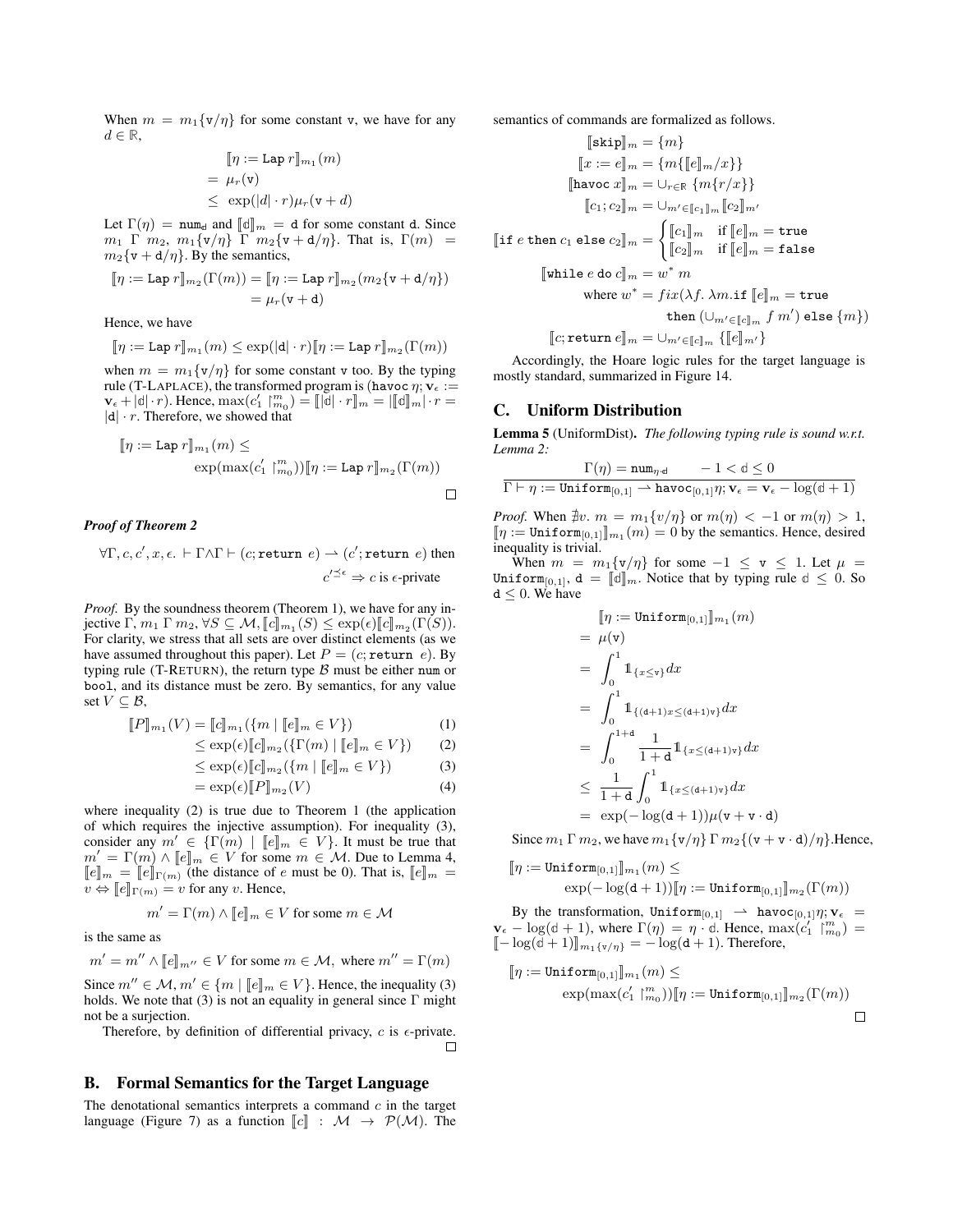When $m = m_1\{\mathtt{v}/\eta\}$ for some constant $\mathtt{v}$, we have for any $d \in \mathbb{R}$,

$$
\begin{aligned}
& [\![\eta := \mathtt{Lap}\ r]\!]_{m_1}(m) \\
=\ & \mu_r(\mathtt{v}) \\
\leq\ & \exp(|d| \cdot r)\mu_r(\mathtt{v} + d)
\end{aligned}
$$

Let $\Gamma(\eta) = \mathtt{num}_{\mathbb{d}}$ and $[\![\mathbb{d}]\!]_m = \mathtt{d}$ for some constant $\mathtt{d}$. Since $m_1\ \Gamma\ m_2$, $m_1\{\mathtt{v}/\eta\}\ \Gamma\ m_2\{\mathtt{v}+\mathtt{d}/\eta\}$. That is, $\Gamma(m) = m_2\{\mathtt{v}+\mathtt{d}/\eta\}$. By the semantics,

$$
\begin{aligned}
[\![\eta := \mathtt{Lap}\ r]\!]_{m_2}(\Gamma(m)) &= [\![\eta := \mathtt{Lap}\ r]\!]_{m_2}(m_2\{\mathtt{v}+\mathtt{d}/\eta\}) \\
&= \mu_r(\mathtt{v}+\mathtt{d})
\end{aligned}
$$

Hence, we have

$$
[\![\eta := \mathtt{Lap}\ r]\!]_{m_1}(m) \leq \exp(|\mathtt{d}| \cdot r)[\![\eta := \mathtt{Lap}\ r]\!]_{m_2}(\Gamma(m))
$$

when $m = m_1\{\mathtt{v}/\eta\}$ for some constant $\mathtt{v}$ too. By the typing rule (T-LAPLACE), the transformed program is ($\mathtt{havoc}\ \eta; \mathtt{v}_\epsilon := \mathtt{v}_\epsilon + |\mathbb{d}| \cdot r$). Hence, $\max(c_1' \restriction_{m_0}^{m}) = [\![|\mathbb{d}| \cdot r]\!]_m = |[\![\mathbb{d}]\!]_m| \cdot r = |\mathtt{d}| \cdot r$. Therefore, we showed that

$$
\begin{aligned}
& [\![\eta := \mathtt{Lap}\ r]\!]_{m_1}(m) \leq \\
& \qquad \exp(\max(c_1' \restriction_{m_0}^{m}))[\![\eta := \mathtt{Lap}\ r]\!]_{m_2}(\Gamma(m))
\end{aligned}
$$

□

***Proof of Theorem 2***

$$
\forall \Gamma, c, c', x, \epsilon.\ \vdash \Gamma \wedge \Gamma \vdash (c; \mathtt{return}\ e) \rightharpoonup (c'; \mathtt{return}\ e) \text{ then}
$$
$$
c'^{\preceq \epsilon} \Rightarrow c \text{ is } \epsilon\text{-private}
$$

*Proof.* By the soundness theorem (Theorem 1), we have for any injective $\Gamma$, $m_1\ \Gamma\ m_2$, $\forall S \subseteq \mathcal{M}$, $[\![c]\!]_{m_1}(S) \leq \exp(\epsilon)[\![c]\!]_{m_2}(\Gamma(S))$. For clarity, we stress that all sets are over distinct elements (as we have assumed throughout this paper). Let $P = (c; \mathtt{return}\ e)$. By typing rule (T-RETURN), the return type $\mathcal{B}$ must be either $\mathtt{num}$ or $\mathtt{bool}$, and its distance must be zero. By semantics, for any value set $V \subseteq \mathcal{B}$,

$$
\begin{aligned}
[\![P]\!]_{m_1}(V) &= [\![c]\!]_{m_1}(\{m \mid [\![e]\!]_m \in V\}) && (1) \\
&\leq \exp(\epsilon)[\![c]\!]_{m_2}(\{\Gamma(m) \mid [\![e]\!]_m \in V\}) && (2) \\
&\leq \exp(\epsilon)[\![c]\!]_{m_2}(\{m \mid [\![e]\!]_m \in V\}) && (3) \\
&= \exp(\epsilon)[\![P]\!]_{m_2}(V) && (4)
\end{aligned}
$$

where inequality (2) is true due to Theorem 1 (the application of which requires the injective assumption). For inequality (3), consider any $m' \in \{\Gamma(m) \mid [\![e]\!]_m \in V\}$. It must be true that $m' = \Gamma(m) \wedge [\![e]\!]_m \in V$ for some $m \in \mathcal{M}$. Due to Lemma 4, $[\![e]\!]_m = [\![e]\!]_{\Gamma(m)}$ (the distance of $e$ must be 0). That is, $[\![e]\!]_m = v \Leftrightarrow [\![e]\!]_{\Gamma(m)} = v$ for any $v$. Hence,

$$
m' = \Gamma(m) \wedge [\![e]\!]_m \in V \text{ for some } m \in \mathcal{M}
$$

is the same as

$$
m' = m'' \wedge [\![e]\!]_{m''} \in V \text{ for some } m \in \mathcal{M}, \text{ where } m'' = \Gamma(m)
$$

Since $m'' \in \mathcal{M}$, $m' \in \{m \mid [\![e]\!]_m \in V\}$. Hence, the inequality (3) holds. We note that (3) is not an equality in general since $\Gamma$ might not be a surjection.

Therefore, by definition of differential privacy, $c$ is $\epsilon$-private. □

## B. Formal Semantics for the Target Language

The denotational semantics interprets a command $c$ in the target language (Figure 7) as a function $[\![c]\!] : \mathcal{M} \to \mathcal{P}(\mathcal{M})$. The semantics of commands are formalized as follows.

$$
\begin{aligned}
[\![\mathtt{skip}]\!]_m &= \{m\} \\
[\![x := e]\!]_m &= \{m\{[\![e]\!]_m/x\}\} \\
[\![\mathtt{havoc}\ x]\!]_m &= \cup_{r \in \mathbb{R}}\ \{m\{r/x\}\} \\
[\![c_1; c_2]\!]_m &= \cup_{m' \in [\![c_1]\!]_m} [\![c_2]\!]_{m'} \\
[\![\mathtt{if}\ e\ \mathtt{then}\ c_1\ \mathtt{else}\ c_2]\!]_m &= \begin{cases} [\![c_1]\!]_m & \text{if } [\![e]\!]_m = \mathtt{true} \\ [\![c_2]\!]_m & \text{if } [\![e]\!]_m = \mathtt{false} \end{cases} \\
[\![\mathtt{while}\ e\ \mathtt{do}\ c]\!]_m &= w^*\ m \\
& \quad \text{where } w^* = fix(\lambda f.\ \lambda m.\mathtt{if}\ [\![e]\!]_m = \mathtt{true} \\
& \qquad \mathtt{then}\ (\cup_{m' \in [\![c]\!]_m} f\ m')\ \mathtt{else}\ \{m\}) \\
[\![c; \mathtt{return}\ e]\!]_m &= \cup_{m' \in [\![c]\!]_m} \{[\![e]\!]_{m'}\}
\end{aligned}
$$

Accordingly, the Hoare logic rules for the target language is mostly standard, summarized in Figure 14.

## C. Uniform Distribution

**Lemma 5** (UniformDist). *The following typing rule is sound w.r.t. Lemma 2:*

$$
\frac{\Gamma(\eta) = \mathtt{num}_{\eta \cdot \mathbb{d}} \qquad -1 < \mathbb{d} \leq 0}{\Gamma \vdash \eta := \mathtt{Uniform}_{[0,1]} \rightharpoonup \mathtt{havoc}_{[0,1]}\eta; \mathtt{v}_\epsilon = \mathtt{v}_\epsilon - \log(\mathbb{d}+1)}
$$

*Proof.* When $\nexists v.\ m = m_1\{v/\eta\}$ or $m(\eta) < -1$ or $m(\eta) > 1$, $[\![\eta := \mathtt{Uniform}_{[0,1]}]\!]_{m_1}(m) = 0$ by the semantics. Hence, desired inequality is trivial.

When $m = m_1\{\mathtt{v}/\eta\}$ for some $-1 \leq \mathtt{v} \leq 1$. Let $\mu = \mathtt{Uniform}_{[0,1]}$, $\mathtt{d} = [\![\mathbb{d}]\!]_m$. Notice that by typing rule $\mathbb{d} \leq 0$. So $\mathtt{d} \leq 0$. We have

$$
\begin{aligned}
& [\![\eta := \mathtt{Uniform}_{[0,1]}]\!]_{m_1}(m) \\
=\ & \mu(\mathtt{v}) \\
=\ & \int_0^1 \mathbb{1}_{\{x \leq \mathtt{v}\}} dx \\
=\ & \int_0^1 \mathbb{1}_{\{(\mathtt{d}+1)x \leq (\mathtt{d}+1)\mathtt{v}\}} dx \\
=\ & \int_0^{1+\mathtt{d}} \frac{1}{1+\mathtt{d}} \mathbb{1}_{\{x \leq (\mathtt{d}+1)\mathtt{v}\}} dx \\
\leq\ & \frac{1}{1+\mathtt{d}} \int_0^1 \mathbb{1}_{\{x \leq (\mathtt{d}+1)\mathtt{v}\}} dx \\
=\ & \exp(-\log(\mathtt{d}+1))\mu(\mathtt{v} + \mathtt{v} \cdot \mathtt{d})
\end{aligned}
$$

Since $m_1\ \Gamma\ m_2$, we have $m_1\{\mathtt{v}/\eta\}\ \Gamma\ m_2\{(\mathtt{v} + \mathtt{v} \cdot \mathtt{d})/\eta\}$. Hence,

$$
\begin{aligned}
& [\![\eta := \mathtt{Uniform}_{[0,1]}]\!]_{m_1}(m) \leq \\
& \qquad \exp(-\log(\mathtt{d}+1))[\![\eta := \mathtt{Uniform}_{[0,1]}]\!]_{m_2}(\Gamma(m))
\end{aligned}
$$

By the transformation, $\mathtt{Uniform}_{[0,1]} \rightharpoonup \mathtt{havoc}_{[0,1]}\eta; \mathtt{v}_\epsilon = \mathtt{v}_\epsilon - \log(\mathbb{d}+1)$, where $\Gamma(\eta) = \eta \cdot \mathbb{d}$. Hence, $\max(c_1' \restriction_{m_0}^{m}) = [\![-\log(\mathbb{d}+1)]\!]_{m_1\{v/\eta\}} = -\log(\mathtt{d}+1)$. Therefore,

$$
\begin{aligned}
& [\![\eta := \mathtt{Uniform}_{[0,1]}]\!]_{m_1}(m) \leq \\
& \qquad \exp(\max(c_1' \restriction_{m_0}^{m}))[\![\eta := \mathtt{Uniform}_{[0,1]}]\!]_{m_2}(\Gamma(m))
\end{aligned}
$$

□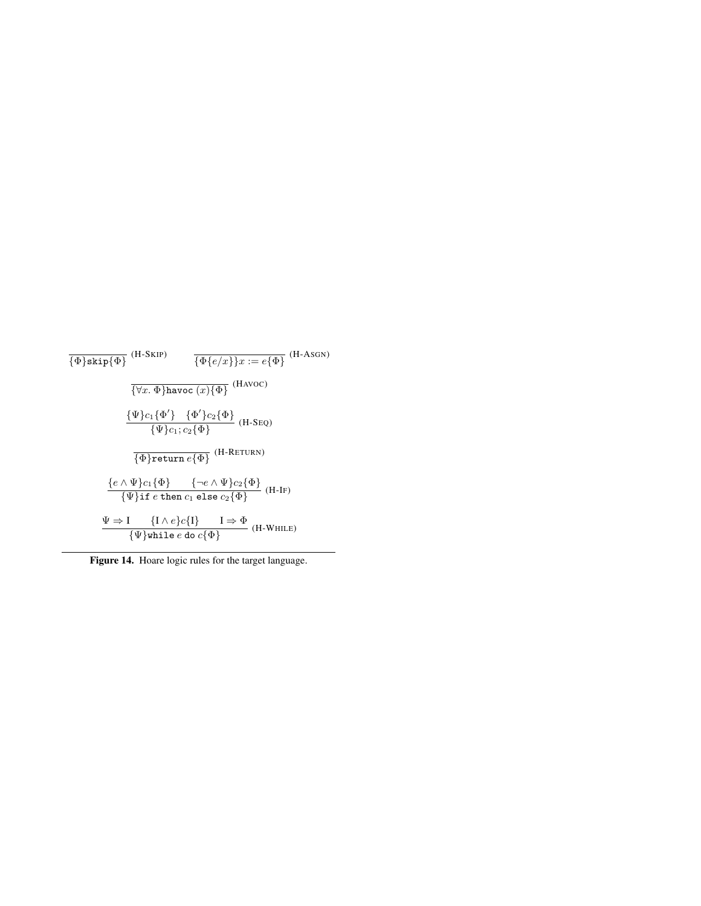$$\frac{}{\{\Phi\}\texttt{skip}\{\Phi\}}\ \text{(H-SKIP)} \qquad \frac{}{\{\Phi\{e/x\}\}x := e\{\Phi\}}\ \text{(H-ASGN)}$$

$$\frac{}{\{\forall x.\ \Phi\}\texttt{havoc}\ (x)\{\Phi\}}\ \text{(HAVOC)}$$

$$\frac{\{\Psi\}c_1\{\Phi'\} \quad \{\Phi'\}c_2\{\Phi\}}{\{\Psi\}c_1; c_2\{\Phi\}}\ \text{(H-SEQ)}$$

$$\frac{}{\{\Phi\}\texttt{return}\ e\{\Phi\}}\ \text{(H-RETURN)}$$

$$\frac{\{e \wedge \Psi\}c_1\{\Phi\} \qquad \{\neg e \wedge \Psi\}c_2\{\Phi\}}{\{\Psi\}\texttt{if}\ e\ \texttt{then}\ c_1\ \texttt{else}\ c_2\{\Phi\}}\ \text{(H-IF)}$$

$$\frac{\Psi \Rightarrow \mathrm{I} \qquad \{\mathrm{I} \wedge e\}c\{\mathrm{I}\} \qquad \mathrm{I} \Rightarrow \Phi}{\{\Psi\}\texttt{while}\ e\ \texttt{do}\ c\{\Phi\}}\ \text{(H-WHILE)}$$

**Figure 14.** Hoare logic rules for the target language.